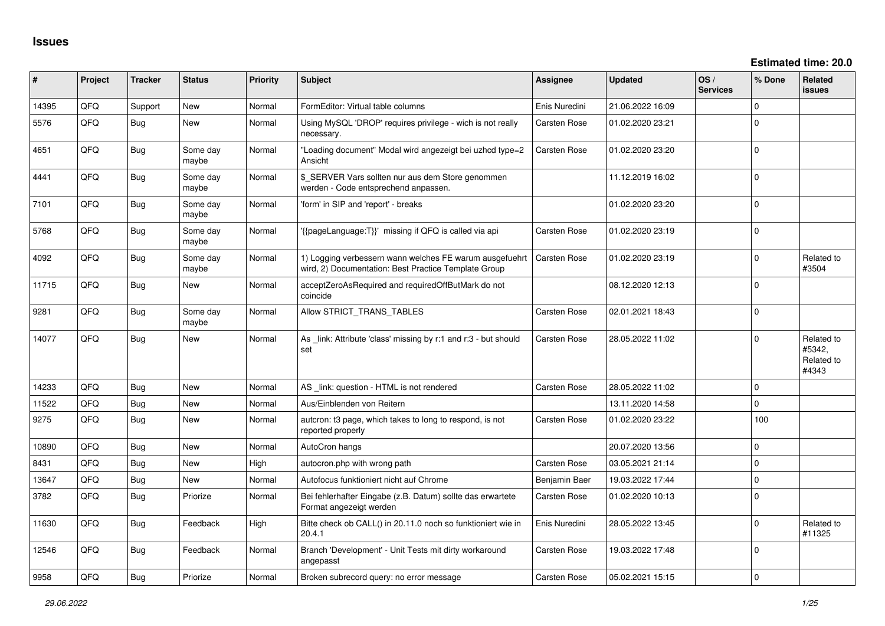# Issues

**Estimated time: 20.0**

| # | Project | Tracker | Status | Priority | Subject | Assignee | Updated | OS / Services | % Done | Related issues |
|---|---|---|---|---|---|---|---|---|---|---|
| 14395 | QFQ | Support | New | Normal | FormEditor: Virtual table columns | Enis Nuredini | 21.06.2022 16:09 | | 0 | |
| 5576 | QFQ | Bug | New | Normal | Using MySQL 'DROP' requires privilege - wich is not really necessary. | Carsten Rose | 01.02.2020 23:21 | | 0 | |
| 4651 | QFQ | Bug | Some day maybe | Normal | "Loading document" Modal wird angezeigt bei uzhcd type=2 Ansicht | Carsten Rose | 01.02.2020 23:20 | | 0 | |
| 4441 | QFQ | Bug | Some day maybe | Normal | $_SERVER Vars sollten nur aus dem Store genommen werden - Code entsprechend anpassen. | | 11.12.2019 16:02 | | 0 | |
| 7101 | QFQ | Bug | Some day maybe | Normal | 'form' in SIP and 'report' - breaks | | 01.02.2020 23:20 | | 0 | |
| 5768 | QFQ | Bug | Some day maybe | Normal | '{{pageLanguage:T}}' missing if QFQ is called via api | Carsten Rose | 01.02.2020 23:19 | | 0 | |
| 4092 | QFQ | Bug | Some day maybe | Normal | 1) Logging verbessern wann welches FE warum ausgefuehrt wird, 2) Documentation: Best Practice Template Group | Carsten Rose | 01.02.2020 23:19 | | 0 | Related to #3504 |
| 11715 | QFQ | Bug | New | Normal | acceptZeroAsRequired and requiredOffButMark do not coincide | | 08.12.2020 12:13 | | 0 | |
| 9281 | QFQ | Bug | Some day maybe | Normal | Allow STRICT_TRANS_TABLES | Carsten Rose | 02.01.2021 18:43 | | 0 | |
| 14077 | QFQ | Bug | New | Normal | As _link: Attribute 'class' missing by r:1 and r:3 - but should set | Carsten Rose | 28.05.2022 11:02 | | 0 | Related to #5342, Related to #4343 |
| 14233 | QFQ | Bug | New | Normal | AS _link: question - HTML is not rendered | Carsten Rose | 28.05.2022 11:02 | | 0 | |
| 11522 | QFQ | Bug | New | Normal | Aus/Einblenden von Reitern | | 13.11.2020 14:58 | | 0 | |
| 9275 | QFQ | Bug | New | Normal | autcron: t3 page, which takes to long to respond, is not reported properly | Carsten Rose | 01.02.2020 23:22 | | 100 | |
| 10890 | QFQ | Bug | New | Normal | AutoCron hangs | | 20.07.2020 13:56 | | 0 | |
| 8431 | QFQ | Bug | New | High | autocron.php with wrong path | Carsten Rose | 03.05.2021 21:14 | | 0 | |
| 13647 | QFQ | Bug | New | Normal | Autofocus funktioniert nicht auf Chrome | Benjamin Baer | 19.03.2022 17:44 | | 0 | |
| 3782 | QFQ | Bug | Priorize | Normal | Bei fehlerhafter Eingabe (z.B. Datum) sollte das erwartete Format angezeigt werden | Carsten Rose | 01.02.2020 10:13 | | 0 | |
| 11630 | QFQ | Bug | Feedback | High | Bitte check ob CALL() in 20.11.0 noch so funktioniert wie in 20.4.1 | Enis Nuredini | 28.05.2022 13:45 | | 0 | Related to #11325 |
| 12546 | QFQ | Bug | Feedback | Normal | Branch 'Development' - Unit Tests mit dirty workaround angepasst | Carsten Rose | 19.03.2022 17:48 | | 0 | |
| 9958 | QFQ | Bug | Priorize | Normal | Broken subrecord query: no error message | Carsten Rose | 05.02.2021 15:15 | | 0 | |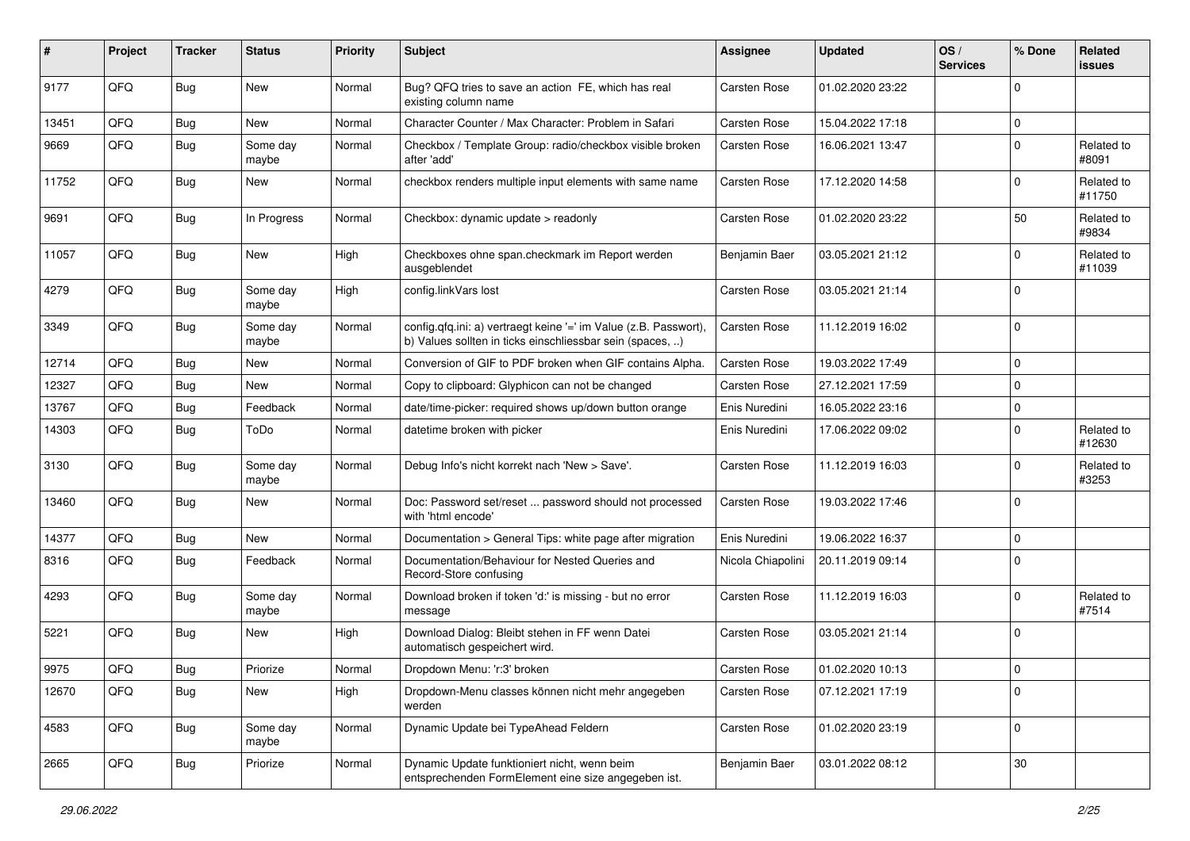| # | Project | Tracker | Status | Priority | Subject | Assignee | Updated | OS / Services | % Done | Related issues |
|---|---|---|---|---|---|---|---|---|---|---|
| 9177 | QFQ | Bug | New | Normal | Bug? QFQ tries to save an action FE, which has real existing column name | Carsten Rose | 01.02.2020 23:22 | | 0 | |
| 13451 | QFQ | Bug | New | Normal | Character Counter / Max Character: Problem in Safari | Carsten Rose | 15.04.2022 17:18 | | 0 | |
| 9669 | QFQ | Bug | Some day maybe | Normal | Checkbox / Template Group: radio/checkbox visible broken after 'add' | Carsten Rose | 16.06.2021 13:47 | | 0 | Related to #8091 |
| 11752 | QFQ | Bug | New | Normal | checkbox renders multiple input elements with same name | Carsten Rose | 17.12.2020 14:58 | | 0 | Related to #11750 |
| 9691 | QFQ | Bug | In Progress | Normal | Checkbox: dynamic update > readonly | Carsten Rose | 01.02.2020 23:22 | | 50 | Related to #9834 |
| 11057 | QFQ | Bug | New | High | Checkboxes ohne span.checkmark im Report werden ausgeblendet | Benjamin Baer | 03.05.2021 21:12 | | 0 | Related to #11039 |
| 4279 | QFQ | Bug | Some day maybe | High | config.linkVars lost | Carsten Rose | 03.05.2021 21:14 | | 0 | |
| 3349 | QFQ | Bug | Some day maybe | Normal | config.qfq.ini: a) vertraegt keine '=' im Value (z.B. Passwort), b) Values sollten in ticks einschliessbar sein (spaces, ..) | Carsten Rose | 11.12.2019 16:02 | | 0 | |
| 12714 | QFQ | Bug | New | Normal | Conversion of GIF to PDF broken when GIF contains Alpha. | Carsten Rose | 19.03.2022 17:49 | | 0 | |
| 12327 | QFQ | Bug | New | Normal | Copy to clipboard: Glyphicon can not be changed | Carsten Rose | 27.12.2021 17:59 | | 0 | |
| 13767 | QFQ | Bug | Feedback | Normal | date/time-picker: required shows up/down button orange | Enis Nuredini | 16.05.2022 23:16 | | 0 | |
| 14303 | QFQ | Bug | ToDo | Normal | datetime broken with picker | Enis Nuredini | 17.06.2022 09:02 | | 0 | Related to #12630 |
| 3130 | QFQ | Bug | Some day maybe | Normal | Debug Info's nicht korrekt nach 'New > Save'. | Carsten Rose | 11.12.2019 16:03 | | 0 | Related to #3253 |
| 13460 | QFQ | Bug | New | Normal | Doc: Password set/reset ... password should not processed with 'html encode' | Carsten Rose | 19.03.2022 17:46 | | 0 | |
| 14377 | QFQ | Bug | New | Normal | Documentation > General Tips: white page after migration | Enis Nuredini | 19.06.2022 16:37 | | 0 | |
| 8316 | QFQ | Bug | Feedback | Normal | Documentation/Behaviour for Nested Queries and Record-Store confusing | Nicola Chiapolini | 20.11.2019 09:14 | | 0 | |
| 4293 | QFQ | Bug | Some day maybe | Normal | Download broken if token 'd:' is missing - but no error message | Carsten Rose | 11.12.2019 16:03 | | 0 | Related to #7514 |
| 5221 | QFQ | Bug | New | High | Download Dialog: Bleibt stehen in FF wenn Datei automatisch gespeichert wird. | Carsten Rose | 03.05.2021 21:14 | | 0 | |
| 9975 | QFQ | Bug | Priorize | Normal | Dropdown Menu: 'r:3' broken | Carsten Rose | 01.02.2020 10:13 | | 0 | |
| 12670 | QFQ | Bug | New | High | Dropdown-Menu classes können nicht mehr angegeben werden | Carsten Rose | 07.12.2021 17:19 | | 0 | |
| 4583 | QFQ | Bug | Some day maybe | Normal | Dynamic Update bei TypeAhead Feldern | Carsten Rose | 01.02.2020 23:19 | | 0 | |
| 2665 | QFQ | Bug | Priorize | Normal | Dynamic Update funktioniert nicht, wenn beim entsprechenden FormElement eine size angegeben ist. | Benjamin Baer | 03.01.2022 08:12 | | 30 | |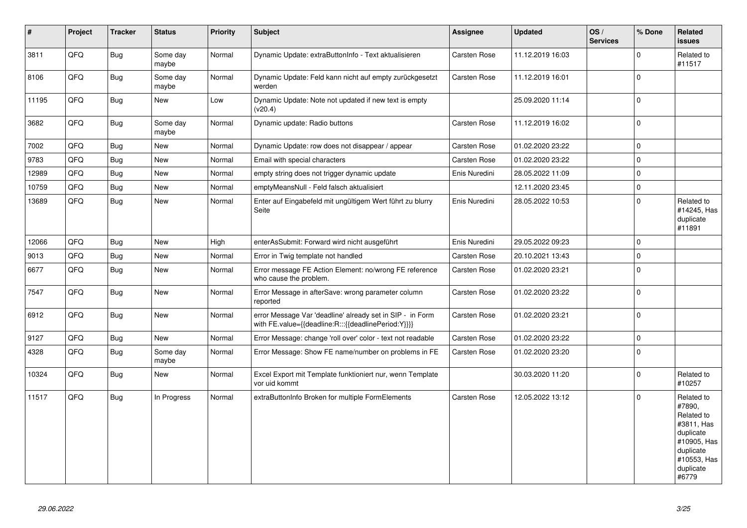| # | Project | Tracker | Status | Priority | Subject | Assignee | Updated | OS / Services | % Done | Related issues |
|---|---|---|---|---|---|---|---|---|---|---|
| 3811 | QFQ | Bug | Some day maybe | Normal | Dynamic Update: extraButtonInfo - Text aktualisieren | Carsten Rose | 11.12.2019 16:03 | | 0 | Related to #11517 |
| 8106 | QFQ | Bug | Some day maybe | Normal | Dynamic Update: Feld kann nicht auf empty zurückgesetzt werden | Carsten Rose | 11.12.2019 16:01 | | 0 | |
| 11195 | QFQ | Bug | New | Low | Dynamic Update: Note not updated if new text is empty (v20.4) | | 25.09.2020 11:14 | | 0 | |
| 3682 | QFQ | Bug | Some day maybe | Normal | Dynamic update: Radio buttons | Carsten Rose | 11.12.2019 16:02 | | 0 | |
| 7002 | QFQ | Bug | New | Normal | Dynamic Update: row does not disappear / appear | Carsten Rose | 01.02.2020 23:22 | | 0 | |
| 9783 | QFQ | Bug | New | Normal | Email with special characters | Carsten Rose | 01.02.2020 23:22 | | 0 | |
| 12989 | QFQ | Bug | New | Normal | empty string does not trigger dynamic update | Enis Nuredini | 28.05.2022 11:09 | | 0 | |
| 10759 | QFQ | Bug | New | Normal | emptyMeansNull - Feld falsch aktualisiert | | 12.11.2020 23:45 | | 0 | |
| 13689 | QFQ | Bug | New | Normal | Enter auf Eingabefeld mit ungültigem Wert führt zu blurry Seite | Enis Nuredini | 28.05.2022 10:53 | | 0 | Related to #14245, Has duplicate #11891 |
| 12066 | QFQ | Bug | New | High | enterAsSubmit: Forward wird nicht ausgeführt | Enis Nuredini | 29.05.2022 09:23 | | 0 | |
| 9013 | QFQ | Bug | New | Normal | Error in Twig template not handled | Carsten Rose | 20.10.2021 13:43 | | 0 | |
| 6677 | QFQ | Bug | New | Normal | Error message FE Action Element: no/wrong FE reference who cause the problem. | Carsten Rose | 01.02.2020 23:21 | | 0 | |
| 7547 | QFQ | Bug | New | Normal | Error Message in afterSave: wrong parameter column reported | Carsten Rose | 01.02.2020 23:22 | | 0 | |
| 6912 | QFQ | Bug | New | Normal | error Message Var 'deadline' already set in SIP - in Form with FE.value={{deadline:R:::{{deadlinePeriod:Y}}}} | Carsten Rose | 01.02.2020 23:21 | | 0 | |
| 9127 | QFQ | Bug | New | Normal | Error Message: change 'roll over' color - text not readable | Carsten Rose | 01.02.2020 23:22 | | 0 | |
| 4328 | QFQ | Bug | Some day maybe | Normal | Error Message: Show FE name/number on problems in FE | Carsten Rose | 01.02.2020 23:20 | | 0 | |
| 10324 | QFQ | Bug | New | Normal | Excel Export mit Template funktioniert nur, wenn Template vor uid kommt | | 30.03.2020 11:20 | | 0 | Related to #10257 |
| 11517 | QFQ | Bug | In Progress | Normal | extraButtonInfo Broken for multiple FormElements | Carsten Rose | 12.05.2022 13:12 | | 0 | Related to #7890, Related to #3811, Has duplicate #10905, Has duplicate #10553, Has duplicate #6779 |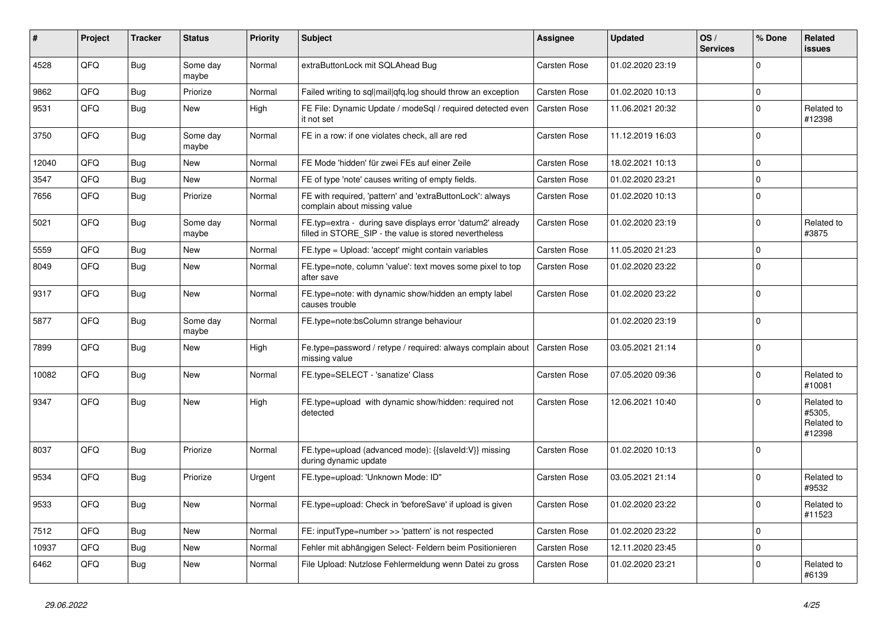| # | Project | Tracker | Status | Priority | Subject | Assignee | Updated | OS / Services | % Done | Related issues |
|---|---|---|---|---|---|---|---|---|---|---|
| 4528 | QFQ | Bug | Some day maybe | Normal | extraButtonLock mit SQLAhead Bug | Carsten Rose | 01.02.2020 23:19 | | 0 | |
| 9862 | QFQ | Bug | Priorize | Normal | Failed writing to sql\|mail\|qfq.log should throw an exception | Carsten Rose | 01.02.2020 10:13 | | 0 | |
| 9531 | QFQ | Bug | New | High | FE File: Dynamic Update / modeSql / required detected even it not set | Carsten Rose | 11.06.2021 20:32 | | 0 | Related to #12398 |
| 3750 | QFQ | Bug | Some day maybe | Normal | FE in a row: if one violates check, all are red | Carsten Rose | 11.12.2019 16:03 | | 0 | |
| 12040 | QFQ | Bug | New | Normal | FE Mode 'hidden' für zwei FEs auf einer Zeile | Carsten Rose | 18.02.2021 10:13 | | 0 | |
| 3547 | QFQ | Bug | New | Normal | FE of type 'note' causes writing of empty fields. | Carsten Rose | 01.02.2020 23:21 | | 0 | |
| 7656 | QFQ | Bug | Priorize | Normal | FE with required, 'pattern' and 'extraButtonLock': always complain about missing value | Carsten Rose | 01.02.2020 10:13 | | 0 | |
| 5021 | QFQ | Bug | Some day maybe | Normal | FE.typ=extra - during save displays error 'datum2' already filled in STORE_SIP - the value is stored nevertheless | Carsten Rose | 01.02.2020 23:19 | | 0 | Related to #3875 |
| 5559 | QFQ | Bug | New | Normal | FE.type = Upload: 'accept' might contain variables | Carsten Rose | 11.05.2020 21:23 | | 0 | |
| 8049 | QFQ | Bug | New | Normal | FE.type=note, column 'value': text moves some pixel to top after save | Carsten Rose | 01.02.2020 23:22 | | 0 | |
| 9317 | QFQ | Bug | New | Normal | FE.type=note: with dynamic show/hidden an empty label causes trouble | Carsten Rose | 01.02.2020 23:22 | | 0 | |
| 5877 | QFQ | Bug | Some day maybe | Normal | FE.type=note:bsColumn strange behaviour | | 01.02.2020 23:19 | | 0 | |
| 7899 | QFQ | Bug | New | High | Fe.type=password / retype / required: always complain about missing value | Carsten Rose | 03.05.2021 21:14 | | 0 | |
| 10082 | QFQ | Bug | New | Normal | FE.type=SELECT - 'sanatize' Class | Carsten Rose | 07.05.2020 09:36 | | 0 | Related to #10081 |
| 9347 | QFQ | Bug | New | High | FE.type=upload with dynamic show/hidden: required not detected | Carsten Rose | 12.06.2021 10:40 | | 0 | Related to #5305, Related to #12398 |
| 8037 | QFQ | Bug | Priorize | Normal | FE.type=upload (advanced mode): {{slaveId:V}} missing during dynamic update | Carsten Rose | 01.02.2020 10:13 | | 0 | |
| 9534 | QFQ | Bug | Priorize | Urgent | FE.type=upload: 'Unknown Mode: ID" | Carsten Rose | 03.05.2021 21:14 | | 0 | Related to #9532 |
| 9533 | QFQ | Bug | New | Normal | FE.type=upload: Check in 'beforeSave' if upload is given | Carsten Rose | 01.02.2020 23:22 | | 0 | Related to #11523 |
| 7512 | QFQ | Bug | New | Normal | FE: inputType=number >> 'pattern' is not respected | Carsten Rose | 01.02.2020 23:22 | | 0 | |
| 10937 | QFQ | Bug | New | Normal | Fehler mit abhängigen Select- Feldern beim Positionieren | Carsten Rose | 12.11.2020 23:45 | | 0 | |
| 6462 | QFQ | Bug | New | Normal | File Upload: Nutzlose Fehlermeldung wenn Datei zu gross | Carsten Rose | 01.02.2020 23:21 | | 0 | Related to #6139 |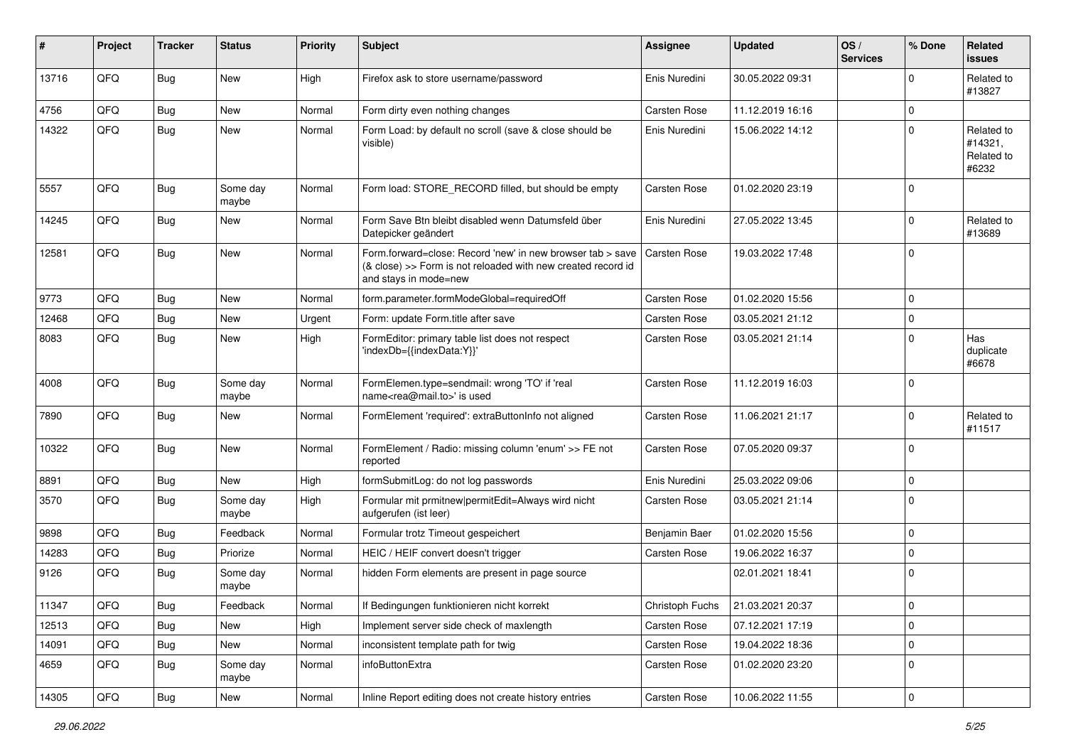| # | Project | Tracker | Status | Priority | Subject | Assignee | Updated | OS / Services | % Done | Related issues |
|---|---|---|---|---|---|---|---|---|---|---|
| 13716 | QFQ | Bug | New | High | Firefox ask to store username/password | Enis Nuredini | 30.05.2022 09:31 | | 0 | Related to #13827 |
| 4756 | QFQ | Bug | New | Normal | Form dirty even nothing changes | Carsten Rose | 11.12.2019 16:16 | | 0 | |
| 14322 | QFQ | Bug | New | Normal | Form Load: by default no scroll (save & close should be visible) | Enis Nuredini | 15.06.2022 14:12 | | 0 | Related to #14321, Related to #6232 |
| 5557 | QFQ | Bug | Some day maybe | Normal | Form load: STORE_RECORD filled, but should be empty | Carsten Rose | 01.02.2020 23:19 | | 0 | |
| 14245 | QFQ | Bug | New | Normal | Form Save Btn bleibt disabled wenn Datumsfeld über Datepicker geändert | Enis Nuredini | 27.05.2022 13:45 | | 0 | Related to #13689 |
| 12581 | QFQ | Bug | New | Normal | Form.forward=close: Record 'new' in new browser tab > save (& close) >> Form is not reloaded with new created record id and stays in mode=new | Carsten Rose | 19.03.2022 17:48 | | 0 | |
| 9773 | QFQ | Bug | New | Normal | form.parameter.formModeGlobal=requiredOff | Carsten Rose | 01.02.2020 15:56 | | 0 | |
| 12468 | QFQ | Bug | New | Urgent | Form: update Form.title after save | Carsten Rose | 03.05.2021 21:12 | | 0 | |
| 8083 | QFQ | Bug | New | High | FormEditor: primary table list does not respect 'indexDb={{indexData:Y}}' | Carsten Rose | 03.05.2021 21:14 | | 0 | Has duplicate #6678 |
| 4008 | QFQ | Bug | Some day maybe | Normal | FormElemen.type=sendmail: wrong 'TO' if 'real name<rea@mail.to>' is used | Carsten Rose | 11.12.2019 16:03 | | 0 | |
| 7890 | QFQ | Bug | New | Normal | FormElement 'required': extraButtonInfo not aligned | Carsten Rose | 11.06.2021 21:17 | | 0 | Related to #11517 |
| 10322 | QFQ | Bug | New | Normal | FormElement / Radio: missing column 'enum' >> FE not reported | Carsten Rose | 07.05.2020 09:37 | | 0 | |
| 8891 | QFQ | Bug | New | High | formSubmitLog: do not log passwords | Enis Nuredini | 25.03.2022 09:06 | | 0 | |
| 3570 | QFQ | Bug | Some day maybe | High | Formular mit prmitnew|permitEdit=Always wird nicht aufgerufen (ist leer) | Carsten Rose | 03.05.2021 21:14 | | 0 | |
| 9898 | QFQ | Bug | Feedback | Normal | Formular trotz Timeout gespeichert | Benjamin Baer | 01.02.2020 15:56 | | 0 | |
| 14283 | QFQ | Bug | Priorize | Normal | HEIC / HEIF convert doesn't trigger | Carsten Rose | 19.06.2022 16:37 | | 0 | |
| 9126 | QFQ | Bug | Some day maybe | Normal | hidden Form elements are present in page source | | 02.01.2021 18:41 | | 0 | |
| 11347 | QFQ | Bug | Feedback | Normal | If Bedingungen funktionieren nicht korrekt | Christoph Fuchs | 21.03.2021 20:37 | | 0 | |
| 12513 | QFQ | Bug | New | High | Implement server side check of maxlength | Carsten Rose | 07.12.2021 17:19 | | 0 | |
| 14091 | QFQ | Bug | New | Normal | inconsistent template path for twig | Carsten Rose | 19.04.2022 18:36 | | 0 | |
| 4659 | QFQ | Bug | Some day maybe | Normal | infoButtonExtra | Carsten Rose | 01.02.2020 23:20 | | 0 | |
| 14305 | QFQ | Bug | New | Normal | Inline Report editing does not create history entries | Carsten Rose | 10.06.2022 11:55 | | 0 | |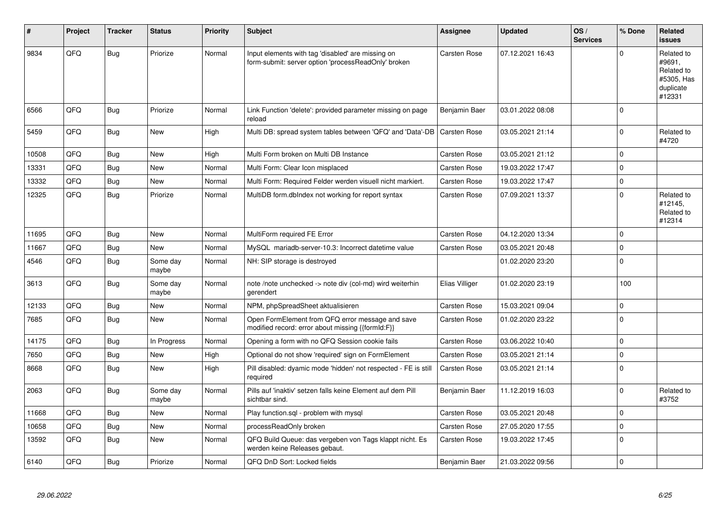| # | Project | Tracker | Status | Priority | Subject | Assignee | Updated | OS / Services | % Done | Related issues |
|---|---|---|---|---|---|---|---|---|---|---|
| 9834 | QFQ | Bug | Priorize | Normal | Input elements with tag 'disabled' are missing on form-submit: server option 'processReadOnly' broken | Carsten Rose | 07.12.2021 16:43 | | 0 | Related to #9691, Related to #5305, Has duplicate #12331 |
| 6566 | QFQ | Bug | Priorize | Normal | Link Function 'delete': provided parameter missing on page reload | Benjamin Baer | 03.01.2022 08:08 | | 0 | |
| 5459 | QFQ | Bug | New | High | Multi DB: spread system tables between 'QFQ' and 'Data'-DB | Carsten Rose | 03.05.2021 21:14 | | 0 | Related to #4720 |
| 10508 | QFQ | Bug | New | High | Multi Form broken on Multi DB Instance | Carsten Rose | 03.05.2021 21:12 | | 0 | |
| 13331 | QFQ | Bug | New | Normal | Multi Form: Clear Icon misplaced | Carsten Rose | 19.03.2022 17:47 | | 0 | |
| 13332 | QFQ | Bug | New | Normal | Multi Form: Required Felder werden visuell nicht markiert. | Carsten Rose | 19.03.2022 17:47 | | 0 | |
| 12325 | QFQ | Bug | Priorize | Normal | MultiDB form.dbIndex not working for report syntax | Carsten Rose | 07.09.2021 13:37 | | 0 | Related to #12145, Related to #12314 |
| 11695 | QFQ | Bug | New | Normal | MultiForm required FE Error | Carsten Rose | 04.12.2020 13:34 | | 0 | |
| 11667 | QFQ | Bug | New | Normal | MySQL mariadb-server-10.3: Incorrect datetime value | Carsten Rose | 03.05.2021 20:48 | | 0 | |
| 4546 | QFQ | Bug | Some day maybe | Normal | NH: SIP storage is destroyed | | 01.02.2020 23:20 | | 0 | |
| 3613 | QFQ | Bug | Some day maybe | Normal | note /note unchecked -> note div (col-md) wird weiterhin gerendert | Elias Villiger | 01.02.2020 23:19 | | 100 | |
| 12133 | QFQ | Bug | New | Normal | NPM, phpSpreadSheet aktualisieren | Carsten Rose | 15.03.2021 09:04 | | 0 | |
| 7685 | QFQ | Bug | New | Normal | Open FormElement from QFQ error message and save modified record: error about missing {{formId:F}} | Carsten Rose | 01.02.2020 23:22 | | 0 | |
| 14175 | QFQ | Bug | In Progress | Normal | Opening a form with no QFQ Session cookie fails | Carsten Rose | 03.06.2022 10:40 | | 0 | |
| 7650 | QFQ | Bug | New | High | Optional do not show 'required' sign on FormElement | Carsten Rose | 03.05.2021 21:14 | | 0 | |
| 8668 | QFQ | Bug | New | High | Pill disabled: dyamic mode 'hidden' not respected - FE is still required | Carsten Rose | 03.05.2021 21:14 | | 0 | |
| 2063 | QFQ | Bug | Some day maybe | Normal | Pills auf 'inaktiv' setzen falls keine Element auf dem Pill sichtbar sind. | Benjamin Baer | 11.12.2019 16:03 | | 0 | Related to #3752 |
| 11668 | QFQ | Bug | New | Normal | Play function.sql - problem with mysql | Carsten Rose | 03.05.2021 20:48 | | 0 | |
| 10658 | QFQ | Bug | New | Normal | processReadOnly broken | Carsten Rose | 27.05.2020 17:55 | | 0 | |
| 13592 | QFQ | Bug | New | Normal | QFQ Build Queue: das vergeben von Tags klappt nicht. Es werden keine Releases gebaut. | Carsten Rose | 19.03.2022 17:45 | | 0 | |
| 6140 | QFQ | Bug | Priorize | Normal | QFQ DnD Sort: Locked fields | Benjamin Baer | 21.03.2022 09:56 | | 0 | |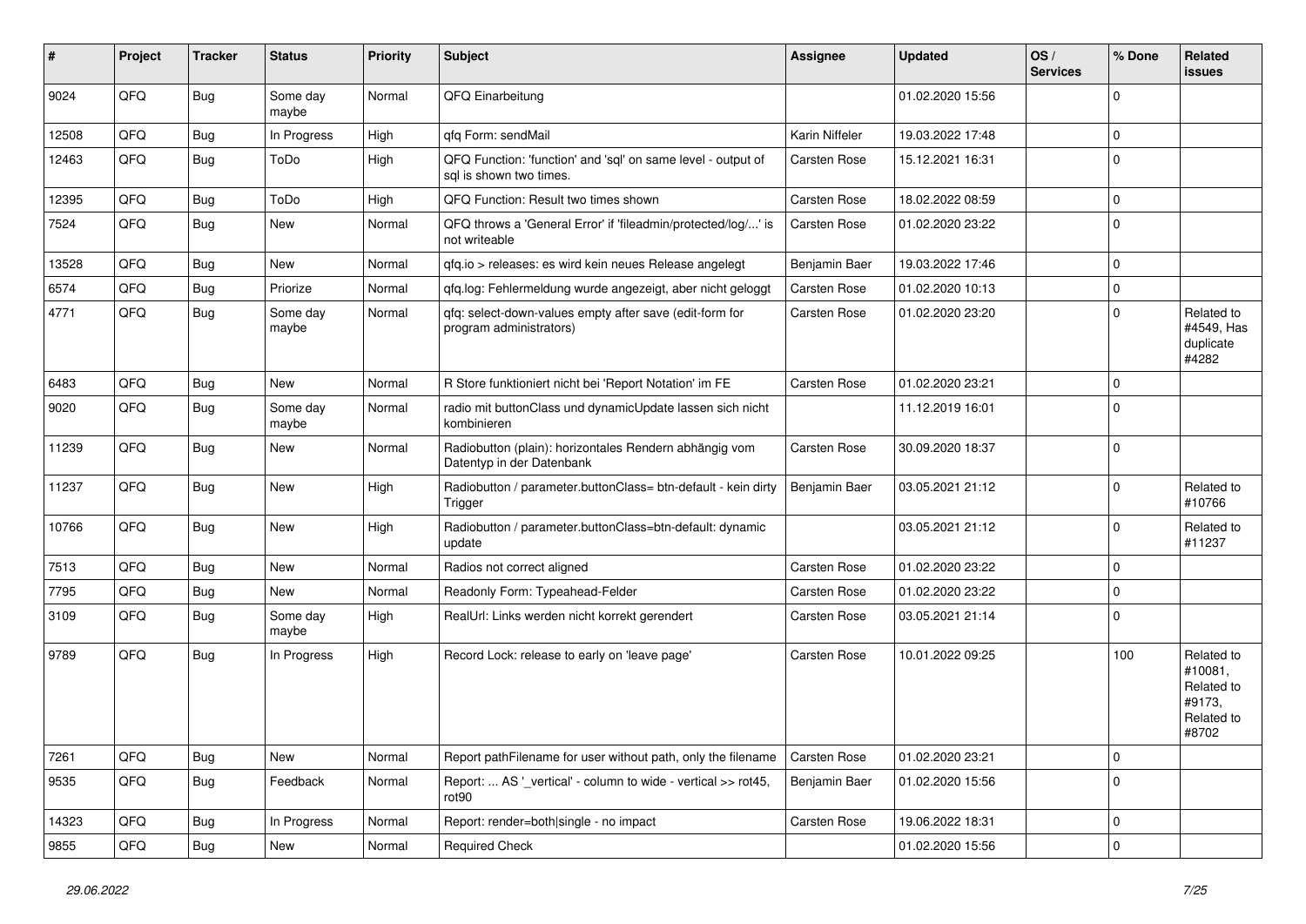| # | Project | Tracker | Status | Priority | Subject | Assignee | Updated | OS / Services | % Done | Related issues |
|---|---|---|---|---|---|---|---|---|---|---|
| 9024 | QFQ | Bug | Some day maybe | Normal | QFQ Einarbeitung | | 01.02.2020 15:56 | | 0 | |
| 12508 | QFQ | Bug | In Progress | High | qfq Form: sendMail | Karin Niffeler | 19.03.2022 17:48 | | 0 | |
| 12463 | QFQ | Bug | ToDo | High | QFQ Function: 'function' and 'sql' on same level - output of sql is shown two times. | Carsten Rose | 15.12.2021 16:31 | | 0 | |
| 12395 | QFQ | Bug | ToDo | High | QFQ Function: Result two times shown | Carsten Rose | 18.02.2022 08:59 | | 0 | |
| 7524 | QFQ | Bug | New | Normal | QFQ throws a 'General Error' if 'fileadmin/protected/log/...' is not writeable | Carsten Rose | 01.02.2020 23:22 | | 0 | |
| 13528 | QFQ | Bug | New | Normal | qfq.io > releases: es wird kein neues Release angelegt | Benjamin Baer | 19.03.2022 17:46 | | 0 | |
| 6574 | QFQ | Bug | Priorize | Normal | qfq.log: Fehlermeldung wurde angezeigt, aber nicht geloggt | Carsten Rose | 01.02.2020 10:13 | | 0 | |
| 4771 | QFQ | Bug | Some day maybe | Normal | qfq: select-down-values empty after save (edit-form for program administrators) | Carsten Rose | 01.02.2020 23:20 | | 0 | Related to #4549, Has duplicate #4282 |
| 6483 | QFQ | Bug | New | Normal | R Store funktioniert nicht bei 'Report Notation' im FE | Carsten Rose | 01.02.2020 23:21 | | 0 | |
| 9020 | QFQ | Bug | Some day maybe | Normal | radio mit buttonClass und dynamicUpdate lassen sich nicht kombinieren | | 11.12.2019 16:01 | | 0 | |
| 11239 | QFQ | Bug | New | Normal | Radiobutton (plain): horizontales Rendern abhängig vom Datentyp in der Datenbank | Carsten Rose | 30.09.2020 18:37 | | 0 | |
| 11237 | QFQ | Bug | New | High | Radiobutton / parameter.buttonClass= btn-default - kein dirty Trigger | Benjamin Baer | 03.05.2021 21:12 | | 0 | Related to #10766 |
| 10766 | QFQ | Bug | New | High | Radiobutton / parameter.buttonClass=btn-default: dynamic update | | 03.05.2021 21:12 | | 0 | Related to #11237 |
| 7513 | QFQ | Bug | New | Normal | Radios not correct aligned | Carsten Rose | 01.02.2020 23:22 | | 0 | |
| 7795 | QFQ | Bug | New | Normal | Readonly Form: Typeahead-Felder | Carsten Rose | 01.02.2020 23:22 | | 0 | |
| 3109 | QFQ | Bug | Some day maybe | High | RealUrl: Links werden nicht korrekt gerendert | Carsten Rose | 03.05.2021 21:14 | | 0 | |
| 9789 | QFQ | Bug | In Progress | High | Record Lock: release to early on 'leave page' | Carsten Rose | 10.01.2022 09:25 | | 100 | Related to #10081, Related to #9173, Related to #8702 |
| 7261 | QFQ | Bug | New | Normal | Report pathFilename for user without path, only the filename | Carsten Rose | 01.02.2020 23:21 | | 0 | |
| 9535 | QFQ | Bug | Feedback | Normal | Report: ... AS '_vertical' - column to wide - vertical >> rot45, rot90 | Benjamin Baer | 01.02.2020 15:56 | | 0 | |
| 14323 | QFQ | Bug | In Progress | Normal | Report: render=both\|single - no impact | Carsten Rose | 19.06.2022 18:31 | | 0 | |
| 9855 | QFQ | Bug | New | Normal | Required Check | | 01.02.2020 15:56 | | 0 | |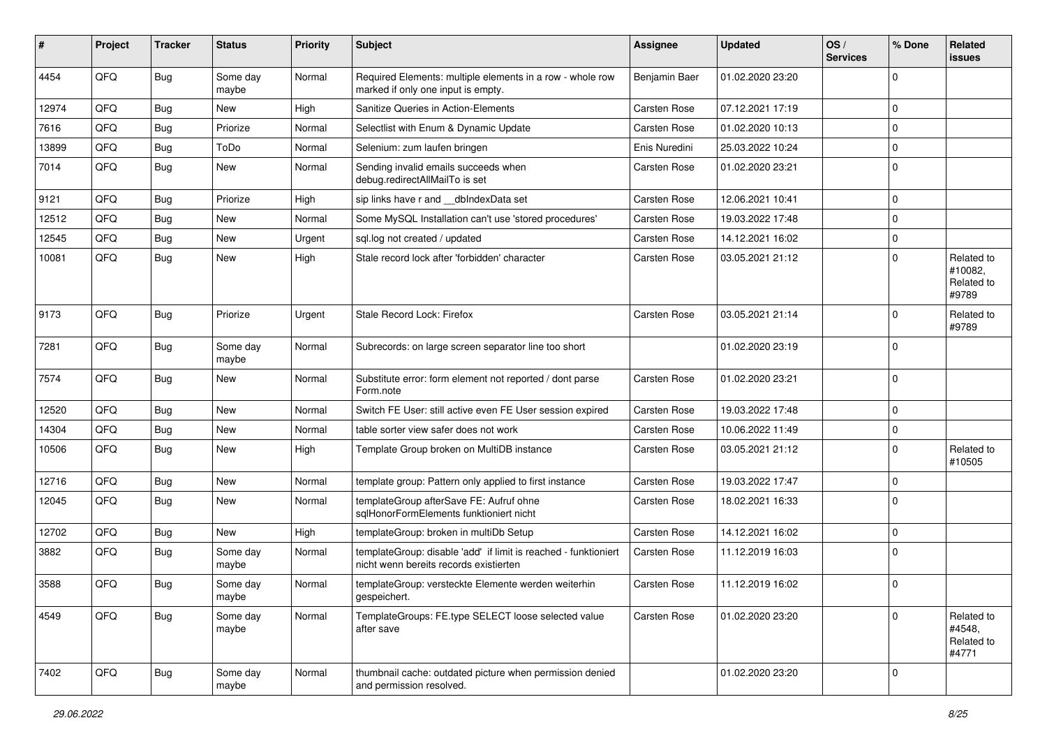| # | Project | Tracker | Status | Priority | Subject | Assignee | Updated | OS / Services | % Done | Related issues |
|---|---|---|---|---|---|---|---|---|---|---|
| 4454 | QFQ | Bug | Some day maybe | Normal | Required Elements: multiple elements in a row - whole row marked if only one input is empty. | Benjamin Baer | 01.02.2020 23:20 | | 0 | |
| 12974 | QFQ | Bug | New | High | Sanitize Queries in Action-Elements | Carsten Rose | 07.12.2021 17:19 | | 0 | |
| 7616 | QFQ | Bug | Priorize | Normal | Selectlist with Enum & Dynamic Update | Carsten Rose | 01.02.2020 10:13 | | 0 | |
| 13899 | QFQ | Bug | ToDo | Normal | Selenium: zum laufen bringen | Enis Nuredini | 25.03.2022 10:24 | | 0 | |
| 7014 | QFQ | Bug | New | Normal | Sending invalid emails succeeds when debug.redirectAllMailTo is set | Carsten Rose | 01.02.2020 23:21 | | 0 | |
| 9121 | QFQ | Bug | Priorize | High | sip links have r and __dbIndexData set | Carsten Rose | 12.06.2021 10:41 | | 0 | |
| 12512 | QFQ | Bug | New | Normal | Some MySQL Installation can't use 'stored procedures' | Carsten Rose | 19.03.2022 17:48 | | 0 | |
| 12545 | QFQ | Bug | New | Urgent | sql.log not created / updated | Carsten Rose | 14.12.2021 16:02 | | 0 | |
| 10081 | QFQ | Bug | New | High | Stale record lock after 'forbidden' character | Carsten Rose | 03.05.2021 21:12 | | 0 | Related to #10082, Related to #9789 |
| 9173 | QFQ | Bug | Priorize | Urgent | Stale Record Lock: Firefox | Carsten Rose | 03.05.2021 21:14 | | 0 | Related to #9789 |
| 7281 | QFQ | Bug | Some day maybe | Normal | Subrecords: on large screen separator line too short | | 01.02.2020 23:19 | | 0 | |
| 7574 | QFQ | Bug | New | Normal | Substitute error: form element not reported / dont parse Form.note | Carsten Rose | 01.02.2020 23:21 | | 0 | |
| 12520 | QFQ | Bug | New | Normal | Switch FE User: still active even FE User session expired | Carsten Rose | 19.03.2022 17:48 | | 0 | |
| 14304 | QFQ | Bug | New | Normal | table sorter view safer does not work | Carsten Rose | 10.06.2022 11:49 | | 0 | |
| 10506 | QFQ | Bug | New | High | Template Group broken on MultiDB instance | Carsten Rose | 03.05.2021 21:12 | | 0 | Related to #10505 |
| 12716 | QFQ | Bug | New | Normal | template group: Pattern only applied to first instance | Carsten Rose | 19.03.2022 17:47 | | 0 | |
| 12045 | QFQ | Bug | New | Normal | templateGroup afterSave FE: Aufruf ohne sqlHonorFormElements funktioniert nicht | Carsten Rose | 18.02.2021 16:33 | | 0 | |
| 12702 | QFQ | Bug | New | High | templateGroup: broken in multiDb Setup | Carsten Rose | 14.12.2021 16:02 | | 0 | |
| 3882 | QFQ | Bug | Some day maybe | Normal | templateGroup: disable 'add' if limit is reached - funktioniert nicht wenn bereits records existierten | Carsten Rose | 11.12.2019 16:03 | | 0 | |
| 3588 | QFQ | Bug | Some day maybe | Normal | templateGroup: versteckte Elemente werden weiterhin gespeichert. | Carsten Rose | 11.12.2019 16:02 | | 0 | |
| 4549 | QFQ | Bug | Some day maybe | Normal | TemplateGroups: FE.type SELECT loose selected value after save | Carsten Rose | 01.02.2020 23:20 | | 0 | Related to #4548, Related to #4771 |
| 7402 | QFQ | Bug | Some day maybe | Normal | thumbnail cache: outdated picture when permission denied and permission resolved. | | 01.02.2020 23:20 | | 0 | |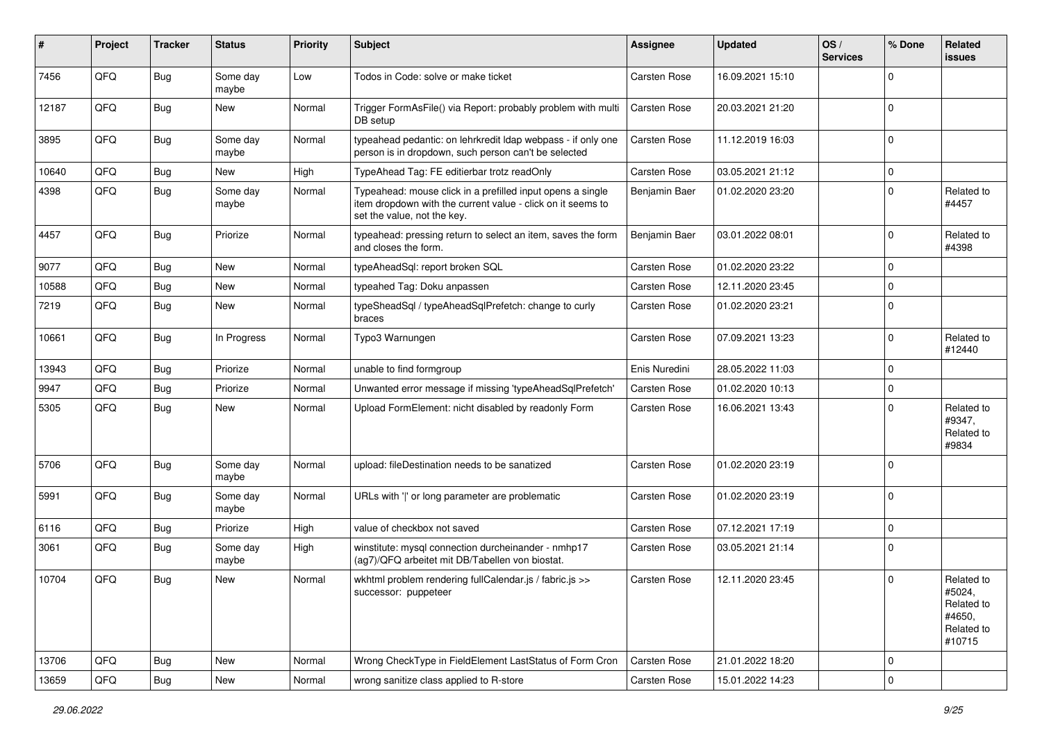| # | Project | Tracker | Status | Priority | Subject | Assignee | Updated | OS / Services | % Done | Related issues |
|---|---|---|---|---|---|---|---|---|---|---|
| 7456 | QFQ | Bug | Some day maybe | Low | Todos in Code: solve or make ticket | Carsten Rose | 16.09.2021 15:10 | | 0 | |
| 12187 | QFQ | Bug | New | Normal | Trigger FormAsFile() via Report: probably problem with multi DB setup | Carsten Rose | 20.03.2021 21:20 | | 0 | |
| 3895 | QFQ | Bug | Some day maybe | Normal | typeahead pedantic: on lehrkredit ldap webpass - if only one person is in dropdown, such person can't be selected | Carsten Rose | 11.12.2019 16:03 | | 0 | |
| 10640 | QFQ | Bug | New | High | TypeAhead Tag: FE editierbar trotz readOnly | Carsten Rose | 03.05.2021 21:12 | | 0 | |
| 4398 | QFQ | Bug | Some day maybe | Normal | Typeahead: mouse click in a prefilled input opens a single item dropdown with the current value - click on it seems to set the value, not the key. | Benjamin Baer | 01.02.2020 23:20 | | 0 | Related to #4457 |
| 4457 | QFQ | Bug | Priorize | Normal | typeahead: pressing return to select an item, saves the form and closes the form. | Benjamin Baer | 03.01.2022 08:01 | | 0 | Related to #4398 |
| 9077 | QFQ | Bug | New | Normal | typeAheadSql: report broken SQL | Carsten Rose | 01.02.2020 23:22 | | 0 | |
| 10588 | QFQ | Bug | New | Normal | typeahed Tag: Doku anpassen | Carsten Rose | 12.11.2020 23:45 | | 0 | |
| 7219 | QFQ | Bug | New | Normal | typeSheadSql / typeAheadSqlPrefetch: change to curly braces | Carsten Rose | 01.02.2020 23:21 | | 0 | |
| 10661 | QFQ | Bug | In Progress | Normal | Typo3 Warnungen | Carsten Rose | 07.09.2021 13:23 | | 0 | Related to #12440 |
| 13943 | QFQ | Bug | Priorize | Normal | unable to find formgroup | Enis Nuredini | 28.05.2022 11:03 | | 0 | |
| 9947 | QFQ | Bug | Priorize | Normal | Unwanted error message if missing 'typeAheadSqlPrefetch' | Carsten Rose | 01.02.2020 10:13 | | 0 | |
| 5305 | QFQ | Bug | New | Normal | Upload FormElement: nicht disabled by readonly Form | Carsten Rose | 16.06.2021 13:43 | | 0 | Related to #9347, Related to #9834 |
| 5706 | QFQ | Bug | Some day maybe | Normal | upload: fileDestination needs to be sanatized | Carsten Rose | 01.02.2020 23:19 | | 0 | |
| 5991 | QFQ | Bug | Some day maybe | Normal | URLs with '\|' or long parameter are problematic | Carsten Rose | 01.02.2020 23:19 | | 0 | |
| 6116 | QFQ | Bug | Priorize | High | value of checkbox not saved | Carsten Rose | 07.12.2021 17:19 | | 0 | |
| 3061 | QFQ | Bug | Some day maybe | High | winstitute: mysql connection durcheinander - nmhp17 (ag7)/QFQ arbeitet mit DB/Tabellen von biostat. | Carsten Rose | 03.05.2021 21:14 | | 0 | |
| 10704 | QFQ | Bug | New | Normal | wkhtml problem rendering fullCalendar.js / fabric.js >> successor: puppeteer | Carsten Rose | 12.11.2020 23:45 | | 0 | Related to #5024, Related to #4650, Related to #10715 |
| 13706 | QFQ | Bug | New | Normal | Wrong CheckType in FieldElement LastStatus of Form Cron | Carsten Rose | 21.01.2022 18:20 | | 0 | |
| 13659 | QFQ | Bug | New | Normal | wrong sanitize class applied to R-store | Carsten Rose | 15.01.2022 14:23 | | 0 | |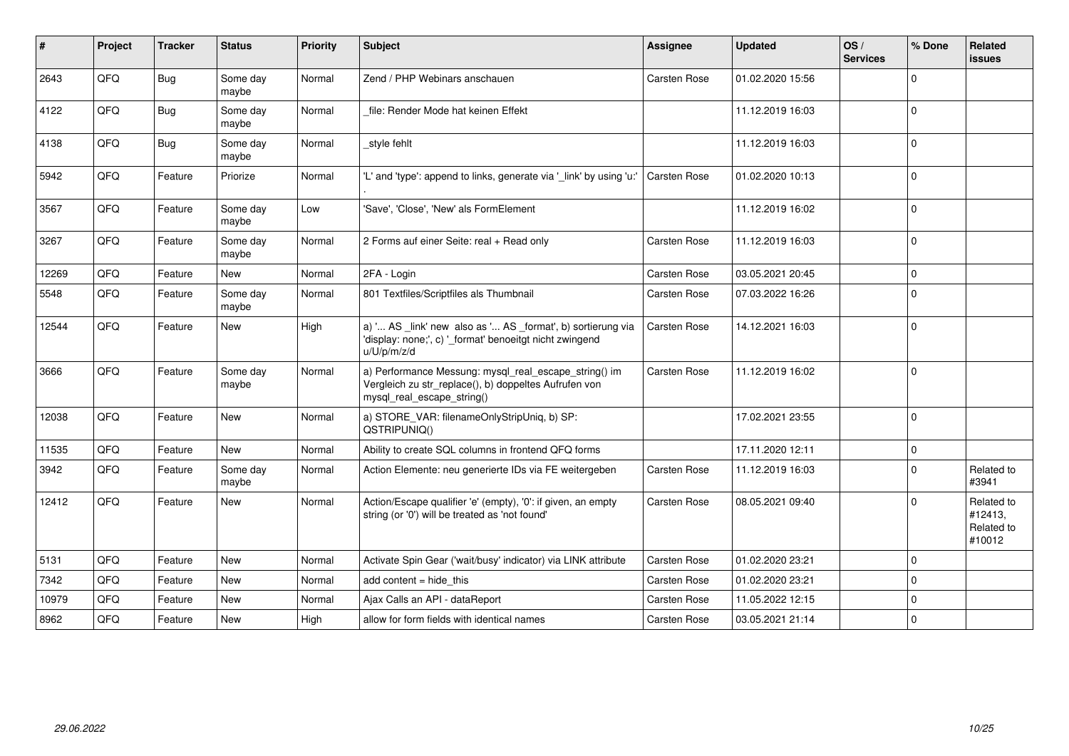| # | Project | Tracker | Status | Priority | Subject | Assignee | Updated | OS / Services | % Done | Related issues |
|---|---|---|---|---|---|---|---|---|---|---|
| 2643 | QFQ | Bug | Some day maybe | Normal | Zend / PHP Webinars anschauen | Carsten Rose | 01.02.2020 15:56 | | 0 | |
| 4122 | QFQ | Bug | Some day maybe | Normal | _file: Render Mode hat keinen Effekt | | 11.12.2019 16:03 | | 0 | |
| 4138 | QFQ | Bug | Some day maybe | Normal | _style fehlt | | 11.12.2019 16:03 | | 0 | |
| 5942 | QFQ | Feature | Priorize | Normal | 'L' and 'type': append to links, generate via '_link' by using 'u:' . | Carsten Rose | 01.02.2020 10:13 | | 0 | |
| 3567 | QFQ | Feature | Some day maybe | Low | 'Save', 'Close', 'New' als FormElement | | 11.12.2019 16:02 | | 0 | |
| 3267 | QFQ | Feature | Some day maybe | Normal | 2 Forms auf einer Seite: real + Read only | Carsten Rose | 11.12.2019 16:03 | | 0 | |
| 12269 | QFQ | Feature | New | Normal | 2FA - Login | Carsten Rose | 03.05.2021 20:45 | | 0 | |
| 5548 | QFQ | Feature | Some day maybe | Normal | 801 Textfiles/Scriptfiles als Thumbnail | Carsten Rose | 07.03.2022 16:26 | | 0 | |
| 12544 | QFQ | Feature | New | High | a) ' AS _link' new also as ' AS _format', b) sortierung via 'display: none;', c) '_format' benoeitgt nicht zwingend u/U/p/m/z/d | Carsten Rose | 14.12.2021 16:03 | | 0 | |
| 3666 | QFQ | Feature | Some day maybe | Normal | a) Performance Messung: mysql_real_escape_string() im Vergleich zu str_replace(), b) doppeltes Aufrufen von mysql_real_escape_string() | Carsten Rose | 11.12.2019 16:02 | | 0 | |
| 12038 | QFQ | Feature | New | Normal | a) STORE_VAR: filenameOnlyStripUniq, b) SP: QSTRIPUNIQ() | | 17.02.2021 23:55 | | 0 | |
| 11535 | QFQ | Feature | New | Normal | Ability to create SQL columns in frontend QFQ forms | | 17.11.2020 12:11 | | 0 | |
| 3942 | QFQ | Feature | Some day maybe | Normal | Action Elemente: neu generierte IDs via FE weitergeben | Carsten Rose | 11.12.2019 16:03 | | 0 | Related to #3941 |
| 12412 | QFQ | Feature | New | Normal | Action/Escape qualifier 'e' (empty), '0': if given, an empty string (or '0') will be treated as 'not found' | Carsten Rose | 08.05.2021 09:40 | | 0 | Related to #12413, Related to #10012 |
| 5131 | QFQ | Feature | New | Normal | Activate Spin Gear ('wait/busy' indicator) via LINK attribute | Carsten Rose | 01.02.2020 23:21 | | 0 | |
| 7342 | QFQ | Feature | New | Normal | add content = hide_this | Carsten Rose | 01.02.2020 23:21 | | 0 | |
| 10979 | QFQ | Feature | New | Normal | Ajax Calls an API - dataReport | Carsten Rose | 11.05.2022 12:15 | | 0 | |
| 8962 | QFQ | Feature | New | High | allow for form fields with identical names | Carsten Rose | 03.05.2021 21:14 | | 0 | |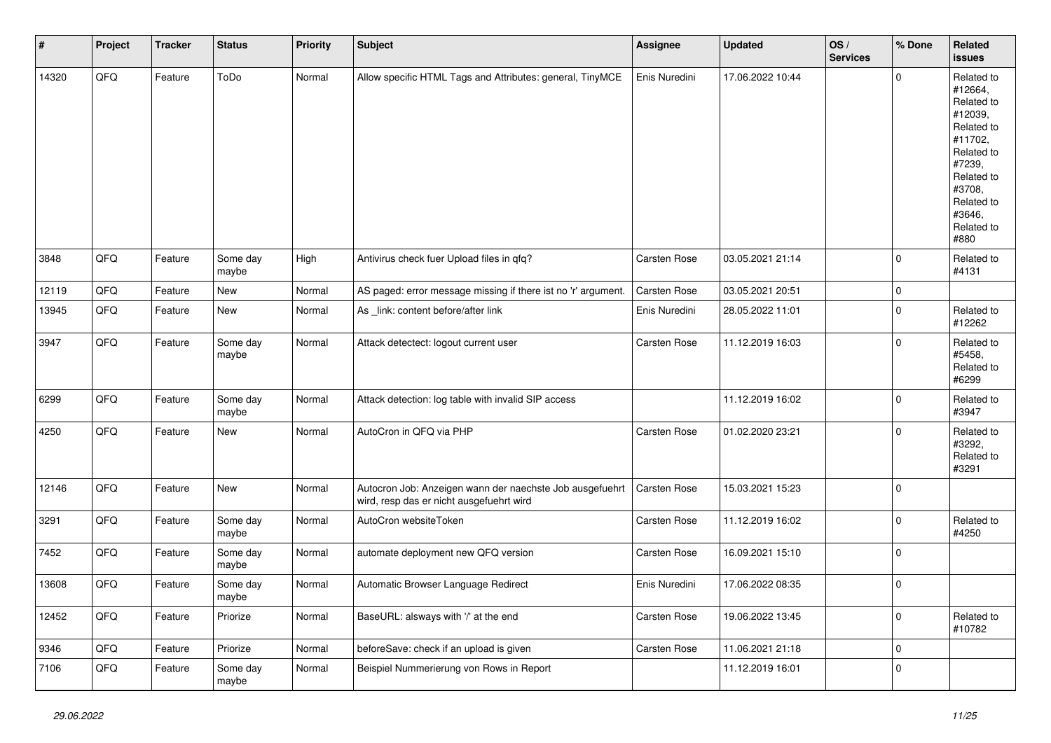| # | Project | Tracker | Status | Priority | Subject | Assignee | Updated | OS / Services | % Done | Related issues |
|---|---|---|---|---|---|---|---|---|---|---|
| 14320 | QFQ | Feature | ToDo | Normal | Allow specific HTML Tags and Attributes: general, TinyMCE | Enis Nuredini | 17.06.2022 10:44 | | 0 | Related to #12664, Related to #12039, Related to #11702, Related to #7239, Related to #3708, Related to #3646, Related to #880 |
| 3848 | QFQ | Feature | Some day maybe | High | Antivirus check fuer Upload files in qfq? | Carsten Rose | 03.05.2021 21:14 | | 0 | Related to #4131 |
| 12119 | QFQ | Feature | New | Normal | AS paged: error message missing if there ist no 'r' argument. | Carsten Rose | 03.05.2021 20:51 | | 0 | |
| 13945 | QFQ | Feature | New | Normal | As _link: content before/after link | Enis Nuredini | 28.05.2022 11:01 | | 0 | Related to #12262 |
| 3947 | QFQ | Feature | Some day maybe | Normal | Attack detectect: logout current user | Carsten Rose | 11.12.2019 16:03 | | 0 | Related to #5458, Related to #6299 |
| 6299 | QFQ | Feature | Some day maybe | Normal | Attack detection: log table with invalid SIP access | | 11.12.2019 16:02 | | 0 | Related to #3947 |
| 4250 | QFQ | Feature | New | Normal | AutoCron in QFQ via PHP | Carsten Rose | 01.02.2020 23:21 | | 0 | Related to #3292, Related to #3291 |
| 12146 | QFQ | Feature | New | Normal | Autocron Job: Anzeigen wann der naechste Job ausgefuehrt wird, resp das er nicht ausgefuehrt wird | Carsten Rose | 15.03.2021 15:23 | | 0 | |
| 3291 | QFQ | Feature | Some day maybe | Normal | AutoCron websiteToken | Carsten Rose | 11.12.2019 16:02 | | 0 | Related to #4250 |
| 7452 | QFQ | Feature | Some day maybe | Normal | automate deployment new QFQ version | Carsten Rose | 16.09.2021 15:10 | | 0 | |
| 13608 | QFQ | Feature | Some day maybe | Normal | Automatic Browser Language Redirect | Enis Nuredini | 17.06.2022 08:35 | | 0 | |
| 12452 | QFQ | Feature | Priorize | Normal | BaseURL: alsways with '/' at the end | Carsten Rose | 19.06.2022 13:45 | | 0 | Related to #10782 |
| 9346 | QFQ | Feature | Priorize | Normal | beforeSave: check if an upload is given | Carsten Rose | 11.06.2021 21:18 | | 0 | |
| 7106 | QFQ | Feature | Some day maybe | Normal | Beispiel Nummerierung von Rows in Report | | 11.12.2019 16:01 | | 0 | |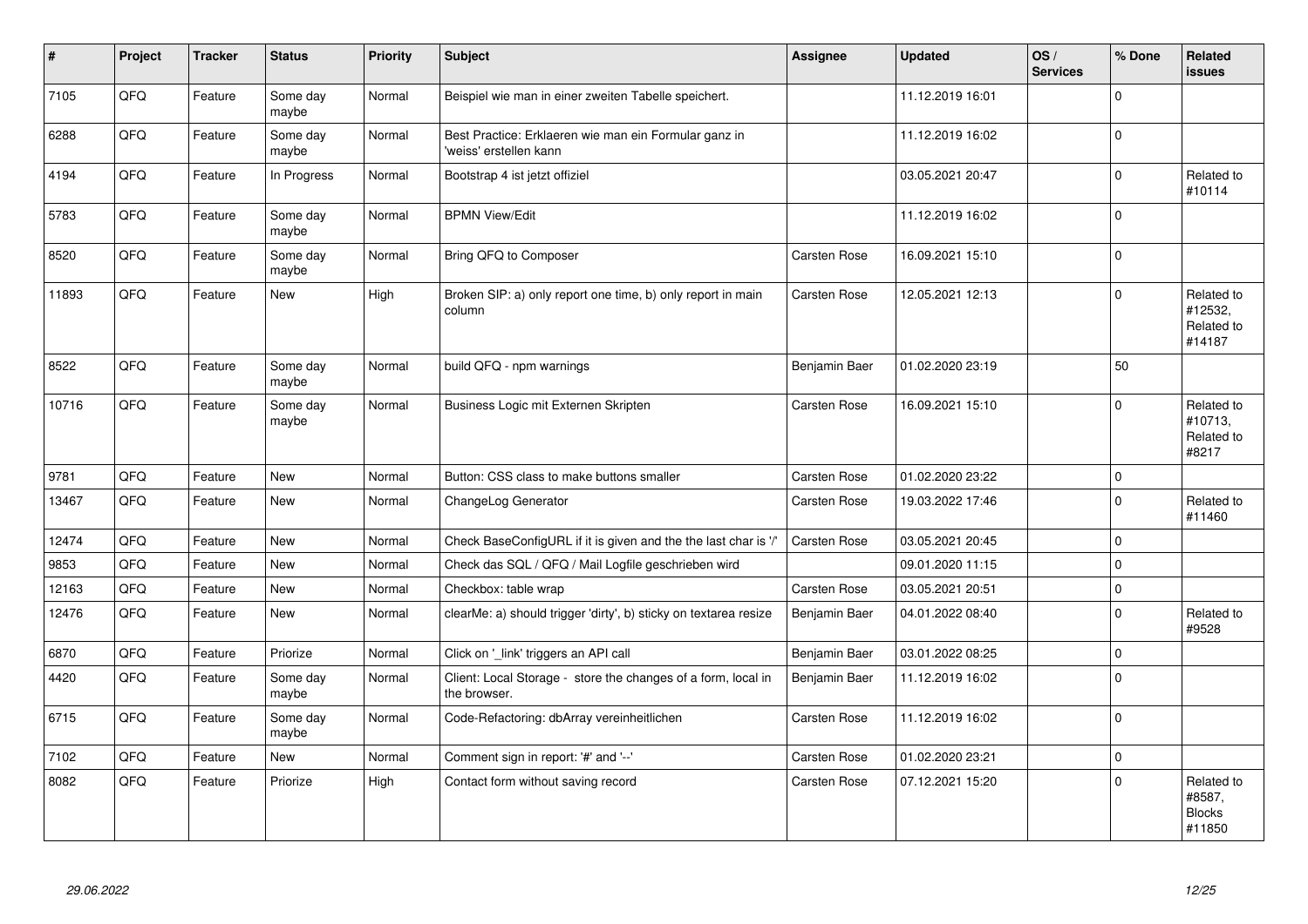| # | Project | Tracker | Status | Priority | Subject | Assignee | Updated | OS / Services | % Done | Related issues |
|---|---|---|---|---|---|---|---|---|---|---|
| 7105 | QFQ | Feature | Some day maybe | Normal | Beispiel wie man in einer zweiten Tabelle speichert. | | 11.12.2019 16:01 | | 0 | |
| 6288 | QFQ | Feature | Some day maybe | Normal | Best Practice: Erklaeren wie man ein Formular ganz in 'weiss' erstellen kann | | 11.12.2019 16:02 | | 0 | |
| 4194 | QFQ | Feature | In Progress | Normal | Bootstrap 4 ist jetzt offiziel | | 03.05.2021 20:47 | | 0 | Related to #10114 |
| 5783 | QFQ | Feature | Some day maybe | Normal | BPMN View/Edit | | 11.12.2019 16:02 | | 0 | |
| 8520 | QFQ | Feature | Some day maybe | Normal | Bring QFQ to Composer | Carsten Rose | 16.09.2021 15:10 | | 0 | |
| 11893 | QFQ | Feature | New | High | Broken SIP: a) only report one time, b) only report in main column | Carsten Rose | 12.05.2021 12:13 | | 0 | Related to #12532, Related to #14187 |
| 8522 | QFQ | Feature | Some day maybe | Normal | build QFQ - npm warnings | Benjamin Baer | 01.02.2020 23:19 | | 50 | |
| 10716 | QFQ | Feature | Some day maybe | Normal | Business Logic mit Externen Skripten | Carsten Rose | 16.09.2021 15:10 | | 0 | Related to #10713, Related to #8217 |
| 9781 | QFQ | Feature | New | Normal | Button: CSS class to make buttons smaller | Carsten Rose | 01.02.2020 23:22 | | 0 | |
| 13467 | QFQ | Feature | New | Normal | ChangeLog Generator | Carsten Rose | 19.03.2022 17:46 | | 0 | Related to #11460 |
| 12474 | QFQ | Feature | New | Normal | Check BaseConfigURL if it is given and the the last char is '/' | Carsten Rose | 03.05.2021 20:45 | | 0 | |
| 9853 | QFQ | Feature | New | Normal | Check das SQL / QFQ / Mail Logfile geschrieben wird | | 09.01.2020 11:15 | | 0 | |
| 12163 | QFQ | Feature | New | Normal | Checkbox: table wrap | Carsten Rose | 03.05.2021 20:51 | | 0 | |
| 12476 | QFQ | Feature | New | Normal | clearMe: a) should trigger 'dirty', b) sticky on textarea resize | Benjamin Baer | 04.01.2022 08:40 | | 0 | Related to #9528 |
| 6870 | QFQ | Feature | Priorize | Normal | Click on '_link' triggers an API call | Benjamin Baer | 03.01.2022 08:25 | | 0 | |
| 4420 | QFQ | Feature | Some day maybe | Normal | Client: Local Storage - store the changes of a form, local in the browser. | Benjamin Baer | 11.12.2019 16:02 | | 0 | |
| 6715 | QFQ | Feature | Some day maybe | Normal | Code-Refactoring: dbArray vereinheitlichen | Carsten Rose | 11.12.2019 16:02 | | 0 | |
| 7102 | QFQ | Feature | New | Normal | Comment sign in report: '#' and '--' | Carsten Rose | 01.02.2020 23:21 | | 0 | |
| 8082 | QFQ | Feature | Priorize | High | Contact form without saving record | Carsten Rose | 07.12.2021 15:20 | | 0 | Related to #8587, Blocks #11850 |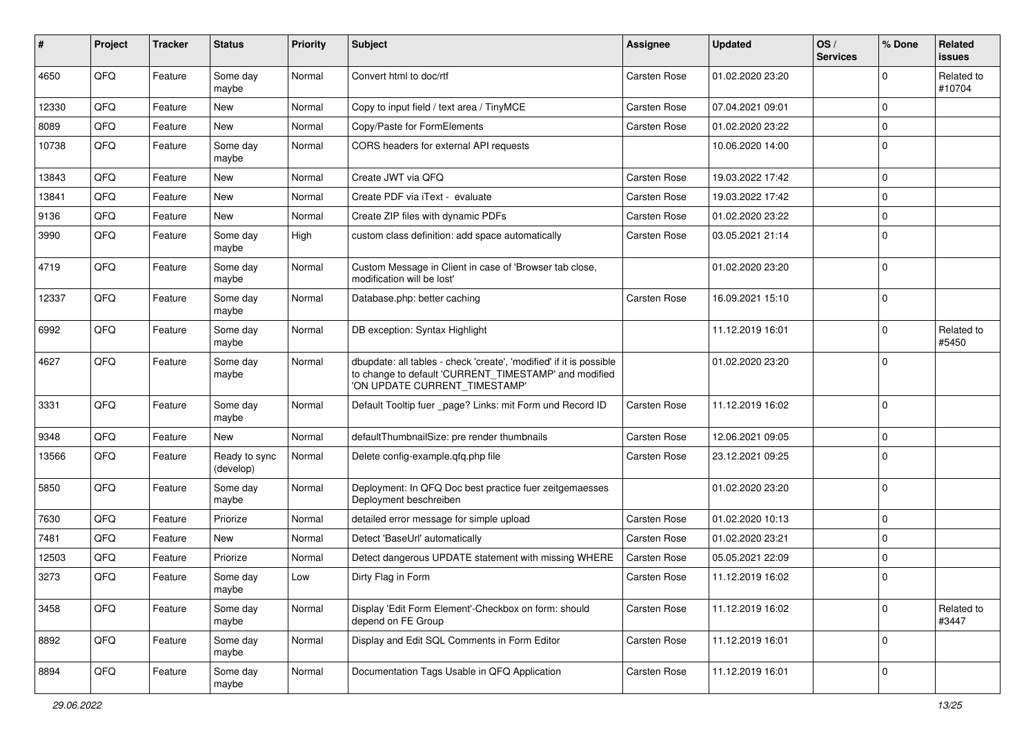| # | Project | Tracker | Status | Priority | Subject | Assignee | Updated | OS / Services | % Done | Related issues |
|---|---|---|---|---|---|---|---|---|---|---|
| 4650 | QFQ | Feature | Some day maybe | Normal | Convert html to doc/rtf | Carsten Rose | 01.02.2020 23:20 | | 0 | Related to #10704 |
| 12330 | QFQ | Feature | New | Normal | Copy to input field / text area / TinyMCE | Carsten Rose | 07.04.2021 09:01 | | 0 | |
| 8089 | QFQ | Feature | New | Normal | Copy/Paste for FormElements | Carsten Rose | 01.02.2020 23:22 | | 0 | |
| 10738 | QFQ | Feature | Some day maybe | Normal | CORS headers for external API requests | | 10.06.2020 14:00 | | 0 | |
| 13843 | QFQ | Feature | New | Normal | Create JWT via QFQ | Carsten Rose | 19.03.2022 17:42 | | 0 | |
| 13841 | QFQ | Feature | New | Normal | Create PDF via iText - evaluate | Carsten Rose | 19.03.2022 17:42 | | 0 | |
| 9136 | QFQ | Feature | New | Normal | Create ZIP files with dynamic PDFs | Carsten Rose | 01.02.2020 23:22 | | 0 | |
| 3990 | QFQ | Feature | Some day maybe | High | custom class definition: add space automatically | Carsten Rose | 03.05.2021 21:14 | | 0 | |
| 4719 | QFQ | Feature | Some day maybe | Normal | Custom Message in Client in case of 'Browser tab close, modification will be lost' | | 01.02.2020 23:20 | | 0 | |
| 12337 | QFQ | Feature | Some day maybe | Normal | Database.php: better caching | Carsten Rose | 16.09.2021 15:10 | | 0 | |
| 6992 | QFQ | Feature | Some day maybe | Normal | DB exception: Syntax Highlight | | 11.12.2019 16:01 | | 0 | Related to #5450 |
| 4627 | QFQ | Feature | Some day maybe | Normal | dbupdate: all tables - check 'create', 'modified' if it is possible to change to default 'CURRENT_TIMESTAMP' and modified 'ON UPDATE CURRENT_TIMESTAMP' | | 01.02.2020 23:20 | | 0 | |
| 3331 | QFQ | Feature | Some day maybe | Normal | Default Tooltip fuer _page? Links: mit Form und Record ID | Carsten Rose | 11.12.2019 16:02 | | 0 | |
| 9348 | QFQ | Feature | New | Normal | defaultThumbnailSize: pre render thumbnails | Carsten Rose | 12.06.2021 09:05 | | 0 | |
| 13566 | QFQ | Feature | Ready to sync (develop) | Normal | Delete config-example.qfq.php file | Carsten Rose | 23.12.2021 09:25 | | 0 | |
| 5850 | QFQ | Feature | Some day maybe | Normal | Deployment: In QFQ Doc best practice fuer zeitgemaesses Deployment beschreiben | | 01.02.2020 23:20 | | 0 | |
| 7630 | QFQ | Feature | Priorize | Normal | detailed error message for simple upload | Carsten Rose | 01.02.2020 10:13 | | 0 | |
| 7481 | QFQ | Feature | New | Normal | Detect 'BaseUrl' automatically | Carsten Rose | 01.02.2020 23:21 | | 0 | |
| 12503 | QFQ | Feature | Priorize | Normal | Detect dangerous UPDATE statement with missing WHERE | Carsten Rose | 05.05.2021 22:09 | | 0 | |
| 3273 | QFQ | Feature | Some day maybe | Low | Dirty Flag in Form | Carsten Rose | 11.12.2019 16:02 | | 0 | |
| 3458 | QFQ | Feature | Some day maybe | Normal | Display 'Edit Form Element'-Checkbox on form: should depend on FE Group | Carsten Rose | 11.12.2019 16:02 | | 0 | Related to #3447 |
| 8892 | QFQ | Feature | Some day maybe | Normal | Display and Edit SQL Comments in Form Editor | Carsten Rose | 11.12.2019 16:01 | | 0 | |
| 8894 | QFQ | Feature | Some day maybe | Normal | Documentation Tags Usable in QFQ Application | Carsten Rose | 11.12.2019 16:01 | | 0 | |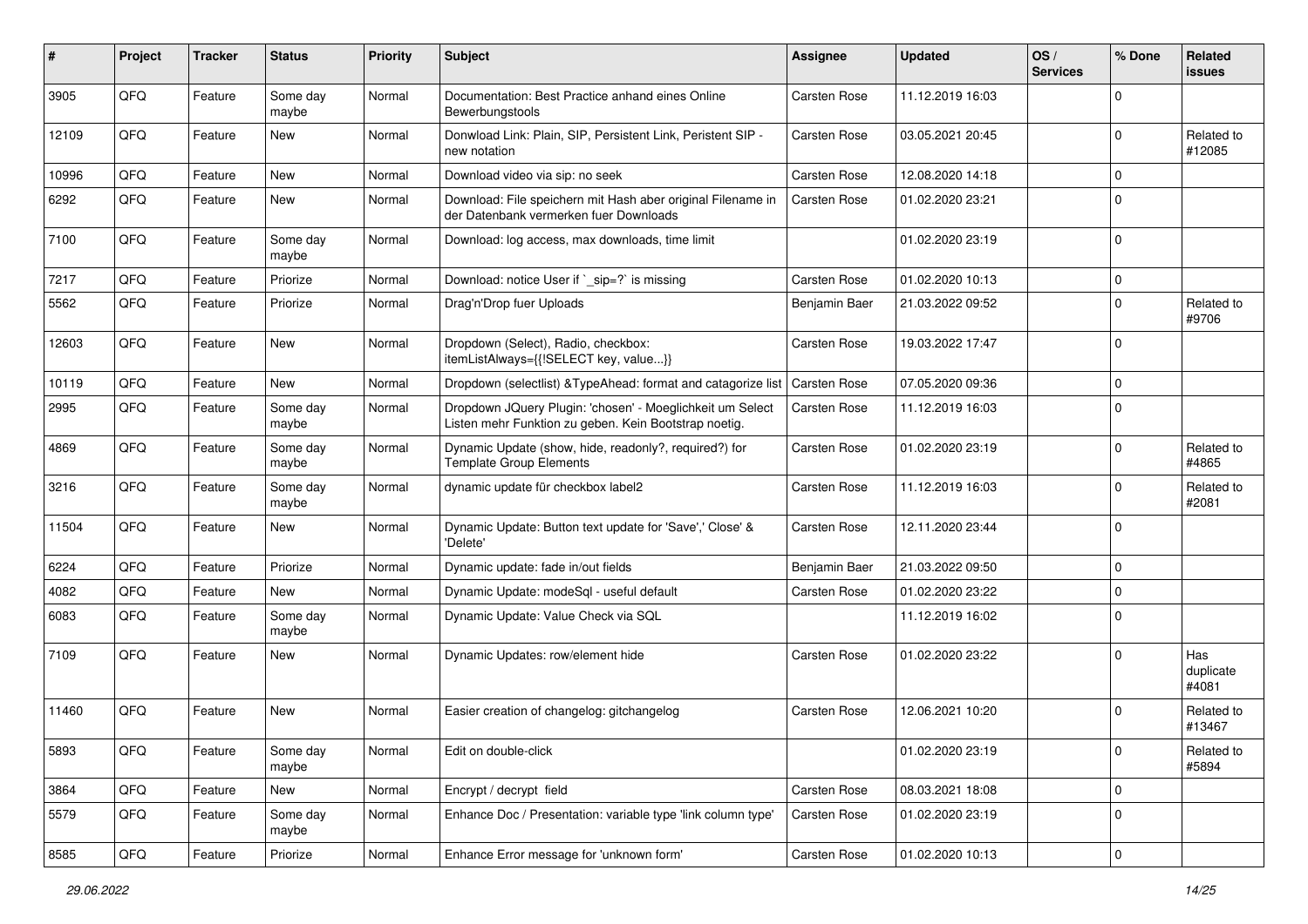| # | Project | Tracker | Status | Priority | Subject | Assignee | Updated | OS / Services | % Done | Related issues |
|---|---|---|---|---|---|---|---|---|---|---|
| 3905 | QFQ | Feature | Some day maybe | Normal | Documentation: Best Practice anhand eines Online Bewerbungstools | Carsten Rose | 11.12.2019 16:03 | | 0 | |
| 12109 | QFQ | Feature | New | Normal | Donwload Link: Plain, SIP, Persistent Link, Peristent SIP - new notation | Carsten Rose | 03.05.2021 20:45 | | 0 | Related to #12085 |
| 10996 | QFQ | Feature | New | Normal | Download video via sip: no seek | Carsten Rose | 12.08.2020 14:18 | | 0 | |
| 6292 | QFQ | Feature | New | Normal | Download: File speichern mit Hash aber original Filename in der Datenbank vermerken fuer Downloads | Carsten Rose | 01.02.2020 23:21 | | 0 | |
| 7100 | QFQ | Feature | Some day maybe | Normal | Download: log access, max downloads, time limit | | 01.02.2020 23:19 | | 0 | |
| 7217 | QFQ | Feature | Priorize | Normal | Download: notice User if `_sip=?` is missing | Carsten Rose | 01.02.2020 10:13 | | 0 | |
| 5562 | QFQ | Feature | Priorize | Normal | Drag'n'Drop fuer Uploads | Benjamin Baer | 21.03.2022 09:52 | | 0 | Related to #9706 |
| 12603 | QFQ | Feature | New | Normal | Dropdown (Select), Radio, checkbox: itemListAlways={{!SELECT key, value...}} | Carsten Rose | 19.03.2022 17:47 | | 0 | |
| 10119 | QFQ | Feature | New | Normal | Dropdown (selectlist) &TypeAhead: format and catagorize list | Carsten Rose | 07.05.2020 09:36 | | 0 | |
| 2995 | QFQ | Feature | Some day maybe | Normal | Dropdown JQuery Plugin: 'chosen' - Moeglichkeit um Select Listen mehr Funktion zu geben. Kein Bootstrap noetig. | Carsten Rose | 11.12.2019 16:03 | | 0 | |
| 4869 | QFQ | Feature | Some day maybe | Normal | Dynamic Update (show, hide, readonly?, required?) for Template Group Elements | Carsten Rose | 01.02.2020 23:19 | | 0 | Related to #4865 |
| 3216 | QFQ | Feature | Some day maybe | Normal | dynamic update für checkbox label2 | Carsten Rose | 11.12.2019 16:03 | | 0 | Related to #2081 |
| 11504 | QFQ | Feature | New | Normal | Dynamic Update: Button text update for 'Save',' Close' & 'Delete' | Carsten Rose | 12.11.2020 23:44 | | 0 | |
| 6224 | QFQ | Feature | Priorize | Normal | Dynamic update: fade in/out fields | Benjamin Baer | 21.03.2022 09:50 | | 0 | |
| 4082 | QFQ | Feature | New | Normal | Dynamic Update: modeSql - useful default | Carsten Rose | 01.02.2020 23:22 | | 0 | |
| 6083 | QFQ | Feature | Some day maybe | Normal | Dynamic Update: Value Check via SQL | | 11.12.2019 16:02 | | 0 | |
| 7109 | QFQ | Feature | New | Normal | Dynamic Updates: row/element hide | Carsten Rose | 01.02.2020 23:22 | | 0 | Has duplicate #4081 |
| 11460 | QFQ | Feature | New | Normal | Easier creation of changelog: gitchangelog | Carsten Rose | 12.06.2021 10:20 | | 0 | Related to #13467 |
| 5893 | QFQ | Feature | Some day maybe | Normal | Edit on double-click | | 01.02.2020 23:19 | | 0 | Related to #5894 |
| 3864 | QFQ | Feature | New | Normal | Encrypt / decrypt field | Carsten Rose | 08.03.2021 18:08 | | 0 | |
| 5579 | QFQ | Feature | Some day maybe | Normal | Enhance Doc / Presentation: variable type 'link column type' | Carsten Rose | 01.02.2020 23:19 | | 0 | |
| 8585 | QFQ | Feature | Priorize | Normal | Enhance Error message for 'unknown form' | Carsten Rose | 01.02.2020 10:13 | | 0 | |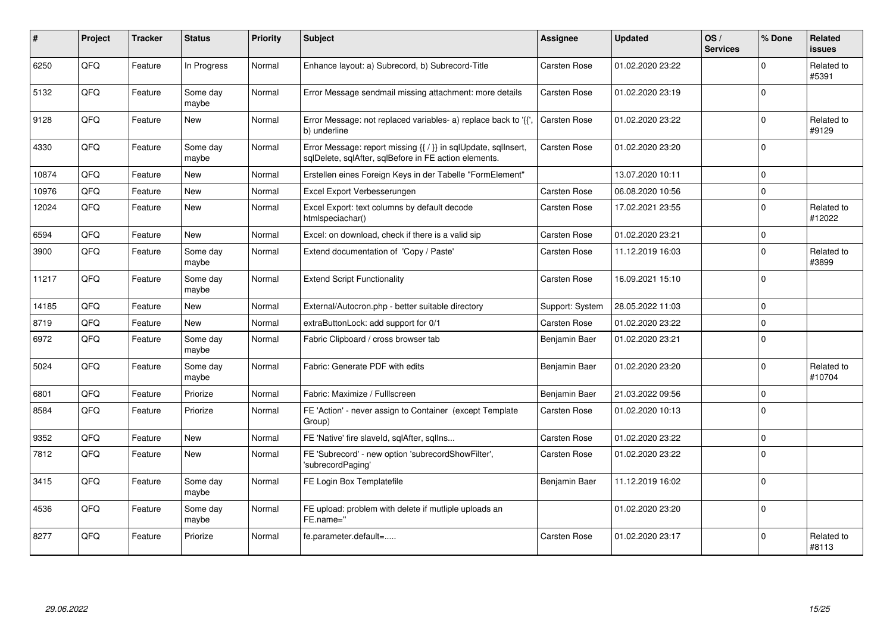| # | Project | Tracker | Status | Priority | Subject | Assignee | Updated | OS / Services | % Done | Related issues |
|---|---|---|---|---|---|---|---|---|---|---|
| 6250 | QFQ | Feature | In Progress | Normal | Enhance layout: a) Subrecord, b) Subrecord-Title | Carsten Rose | 01.02.2020 23:22 | | 0 | Related to #5391 |
| 5132 | QFQ | Feature | Some day maybe | Normal | Error Message sendmail missing attachment: more details | Carsten Rose | 01.02.2020 23:19 | | 0 | |
| 9128 | QFQ | Feature | New | Normal | Error Message: not replaced variables- a) replace back to '{{', b) underline | Carsten Rose | 01.02.2020 23:22 | | 0 | Related to #9129 |
| 4330 | QFQ | Feature | Some day maybe | Normal | Error Message: report missing {{ / }} in sqlUpdate, sqlInsert, sqlDelete, sqlAfter, sqlBefore in FE action elements. | Carsten Rose | 01.02.2020 23:20 | | 0 | |
| 10874 | QFQ | Feature | New | Normal | Erstellen eines Foreign Keys in der Tabelle "FormElement" | | 13.07.2020 10:11 | | 0 | |
| 10976 | QFQ | Feature | New | Normal | Excel Export Verbesserungen | Carsten Rose | 06.08.2020 10:56 | | 0 | |
| 12024 | QFQ | Feature | New | Normal | Excel Export: text columns by default decode htmlspeciachar() | Carsten Rose | 17.02.2021 23:55 | | 0 | Related to #12022 |
| 6594 | QFQ | Feature | New | Normal | Excel: on download, check if there is a valid sip | Carsten Rose | 01.02.2020 23:21 | | 0 | |
| 3900 | QFQ | Feature | Some day maybe | Normal | Extend documentation of 'Copy / Paste' | Carsten Rose | 11.12.2019 16:03 | | 0 | Related to #3899 |
| 11217 | QFQ | Feature | Some day maybe | Normal | Extend Script Functionality | Carsten Rose | 16.09.2021 15:10 | | 0 | |
| 14185 | QFQ | Feature | New | Normal | External/Autocron.php - better suitable directory | Support: System | 28.05.2022 11:03 | | 0 | |
| 8719 | QFQ | Feature | New | Normal | extraButtonLock: add support for 0/1 | Carsten Rose | 01.02.2020 23:22 | | 0 | |
| 6972 | QFQ | Feature | Some day maybe | Normal | Fabric Clipboard / cross browser tab | Benjamin Baer | 01.02.2020 23:21 | | 0 | |
| 5024 | QFQ | Feature | Some day maybe | Normal | Fabric: Generate PDF with edits | Benjamin Baer | 01.02.2020 23:20 | | 0 | Related to #10704 |
| 6801 | QFQ | Feature | Priorize | Normal | Fabric: Maximize / Fulllscreen | Benjamin Baer | 21.03.2022 09:56 | | 0 | |
| 8584 | QFQ | Feature | Priorize | Normal | FE 'Action' - never assign to Container (except Template Group) | Carsten Rose | 01.02.2020 10:13 | | 0 | |
| 9352 | QFQ | Feature | New | Normal | FE 'Native' fire slaveId, sqlAfter, sqlIns... | Carsten Rose | 01.02.2020 23:22 | | 0 | |
| 7812 | QFQ | Feature | New | Normal | FE 'Subrecord' - new option 'subrecordShowFilter', 'subrecordPaging' | Carsten Rose | 01.02.2020 23:22 | | 0 | |
| 3415 | QFQ | Feature | Some day maybe | Normal | FE Login Box Templatefile | Benjamin Baer | 11.12.2019 16:02 | | 0 | |
| 4536 | QFQ | Feature | Some day maybe | Normal | FE upload: problem with delete if mutliple uploads an FE.name=" | | 01.02.2020 23:20 | | 0 | |
| 8277 | QFQ | Feature | Priorize | Normal | fe.parameter.default=..... | Carsten Rose | 01.02.2020 23:17 | | 0 | Related to #8113 |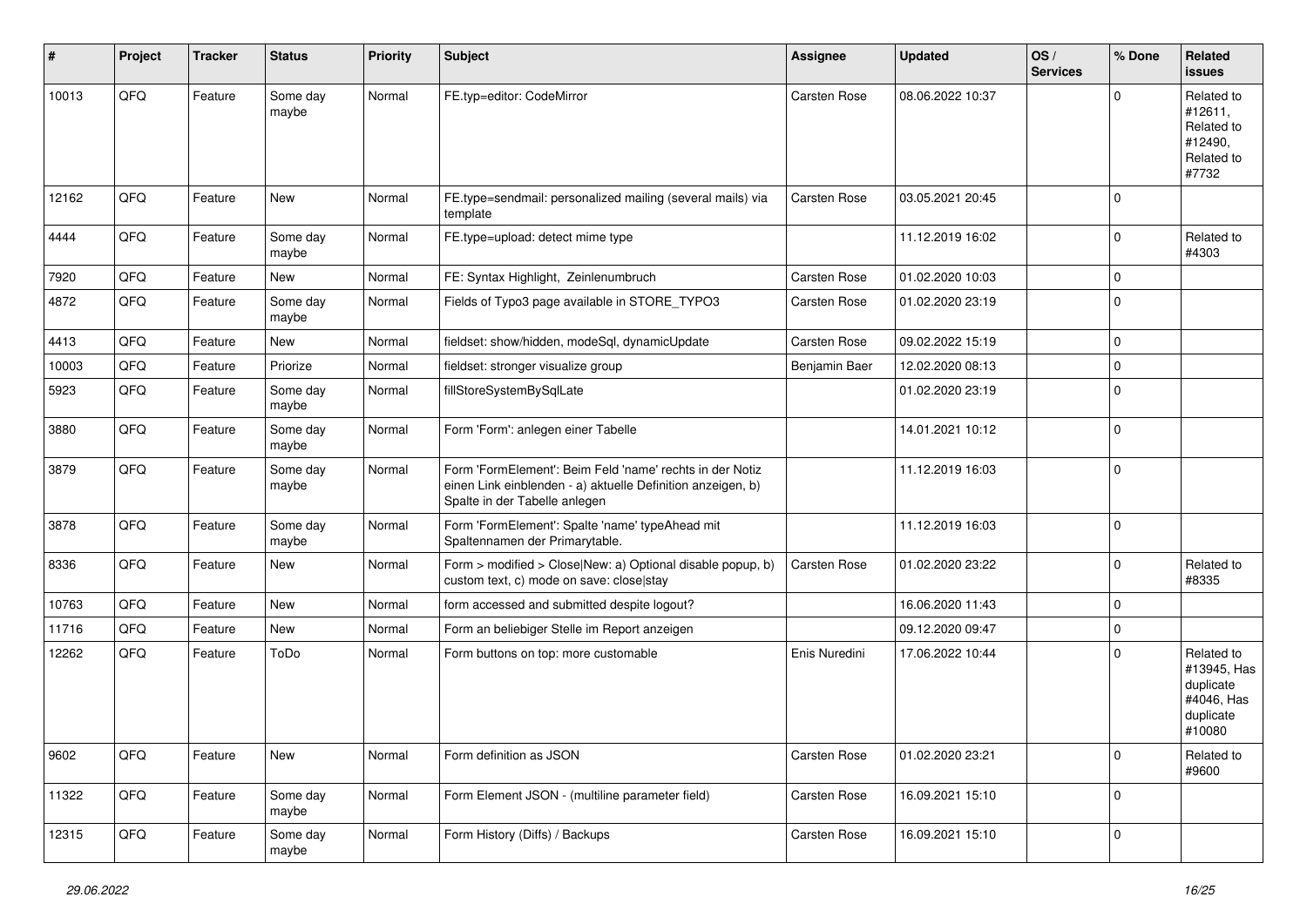| # | Project | Tracker | Status | Priority | Subject | Assignee | Updated | OS / Services | % Done | Related issues |
|---|---|---|---|---|---|---|---|---|---|---|
| 10013 | QFQ | Feature | Some day maybe | Normal | FE.typ=editor: CodeMirror | Carsten Rose | 08.06.2022 10:37 | | 0 | Related to #12611, Related to #12490, Related to #7732 |
| 12162 | QFQ | Feature | New | Normal | FE.type=sendmail: personalized mailing (several mails) via template | Carsten Rose | 03.05.2021 20:45 | | 0 | |
| 4444 | QFQ | Feature | Some day maybe | Normal | FE.type=upload: detect mime type | | 11.12.2019 16:02 | | 0 | Related to #4303 |
| 7920 | QFQ | Feature | New | Normal | FE: Syntax Highlight, Zeinlenumbruch | Carsten Rose | 01.02.2020 10:03 | | 0 | |
| 4872 | QFQ | Feature | Some day maybe | Normal | Fields of Typo3 page available in STORE_TYPO3 | Carsten Rose | 01.02.2020 23:19 | | 0 | |
| 4413 | QFQ | Feature | New | Normal | fieldset: show/hidden, modeSql, dynamicUpdate | Carsten Rose | 09.02.2022 15:19 | | 0 | |
| 10003 | QFQ | Feature | Priorize | Normal | fieldset: stronger visualize group | Benjamin Baer | 12.02.2020 08:13 | | 0 | |
| 5923 | QFQ | Feature | Some day maybe | Normal | fillStoreSystemBySqlLate | | 01.02.2020 23:19 | | 0 | |
| 3880 | QFQ | Feature | Some day maybe | Normal | Form 'Form': anlegen einer Tabelle | | 14.01.2021 10:12 | | 0 | |
| 3879 | QFQ | Feature | Some day maybe | Normal | Form 'FormElement': Beim Feld 'name' rechts in der Notiz einen Link einblenden - a) aktuelle Definition anzeigen, b) Spalte in der Tabelle anlegen | | 11.12.2019 16:03 | | 0 | |
| 3878 | QFQ | Feature | Some day maybe | Normal | Form 'FormElement': Spalte 'name' typeAhead mit Spaltennamen der Primarytable. | | 11.12.2019 16:03 | | 0 | |
| 8336 | QFQ | Feature | New | Normal | Form > modified > Close\|New: a) Optional disable popup, b) custom text, c) mode on save: close\|stay | Carsten Rose | 01.02.2020 23:22 | | 0 | Related to #8335 |
| 10763 | QFQ | Feature | New | Normal | form accessed and submitted despite logout? | | 16.06.2020 11:43 | | 0 | |
| 11716 | QFQ | Feature | New | Normal | Form an beliebiger Stelle im Report anzeigen | | 09.12.2020 09:47 | | 0 | |
| 12262 | QFQ | Feature | ToDo | Normal | Form buttons on top: more customable | Enis Nuredini | 17.06.2022 10:44 | | 0 | Related to #13945, Has duplicate #4046, Has duplicate #10080 |
| 9602 | QFQ | Feature | New | Normal | Form definition as JSON | Carsten Rose | 01.02.2020 23:21 | | 0 | Related to #9600 |
| 11322 | QFQ | Feature | Some day maybe | Normal | Form Element JSON - (multiline parameter field) | Carsten Rose | 16.09.2021 15:10 | | 0 | |
| 12315 | QFQ | Feature | Some day maybe | Normal | Form History (Diffs) / Backups | Carsten Rose | 16.09.2021 15:10 | | 0 | |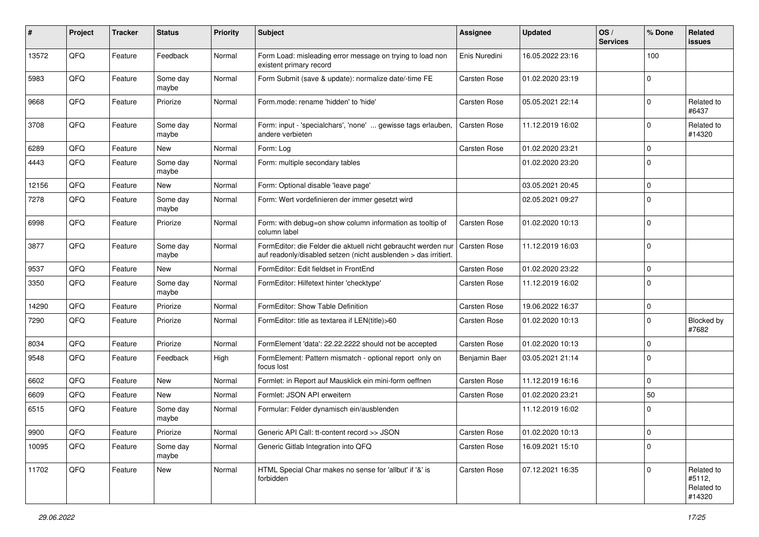| # | Project | Tracker | Status | Priority | Subject | Assignee | Updated | OS / Services | % Done | Related issues |
|---|---|---|---|---|---|---|---|---|---|---|
| 13572 | QFQ | Feature | Feedback | Normal | Form Load: misleading error message on trying to load non existent primary record | Enis Nuredini | 16.05.2022 23:16 | | 100 | |
| 5983 | QFQ | Feature | Some day maybe | Normal | Form Submit (save & update): normalize date/-time FE | Carsten Rose | 01.02.2020 23:19 | | 0 | |
| 9668 | QFQ | Feature | Priorize | Normal | Form.mode: rename 'hidden' to 'hide' | Carsten Rose | 05.05.2021 22:14 | | 0 | Related to #6437 |
| 3708 | QFQ | Feature | Some day maybe | Normal | Form: input - 'specialchars', 'none' ... gewisse tags erlauben, andere verbieten | Carsten Rose | 11.12.2019 16:02 | | 0 | Related to #14320 |
| 6289 | QFQ | Feature | New | Normal | Form: Log | Carsten Rose | 01.02.2020 23:21 | | 0 | |
| 4443 | QFQ | Feature | Some day maybe | Normal | Form: multiple secondary tables | | 01.02.2020 23:20 | | 0 | |
| 12156 | QFQ | Feature | New | Normal | Form: Optional disable 'leave page' | | 03.05.2021 20:45 | | 0 | |
| 7278 | QFQ | Feature | Some day maybe | Normal | Form: Wert vordefinieren der immer gesetzt wird | | 02.05.2021 09:27 | | 0 | |
| 6998 | QFQ | Feature | Priorize | Normal | Form: with debug=on show column information as tooltip of column label | Carsten Rose | 01.02.2020 10:13 | | 0 | |
| 3877 | QFQ | Feature | Some day maybe | Normal | FormEditor: die Felder die aktuell nicht gebraucht werden nur auf readonly/disabled setzen (nicht ausblenden > das irritiert. | Carsten Rose | 11.12.2019 16:03 | | 0 | |
| 9537 | QFQ | Feature | New | Normal | FormEditor: Edit fieldset in FrontEnd | Carsten Rose | 01.02.2020 23:22 | | 0 | |
| 3350 | QFQ | Feature | Some day maybe | Normal | FormEditor: Hilfetext hinter 'checktype' | Carsten Rose | 11.12.2019 16:02 | | 0 | |
| 14290 | QFQ | Feature | Priorize | Normal | FormEditor: Show Table Definition | Carsten Rose | 19.06.2022 16:37 | | 0 | |
| 7290 | QFQ | Feature | Priorize | Normal | FormEditor: title as textarea if LEN(title)>60 | Carsten Rose | 01.02.2020 10:13 | | 0 | Blocked by #7682 |
| 8034 | QFQ | Feature | Priorize | Normal | FormElement 'data': 22.22.2222 should not be accepted | Carsten Rose | 01.02.2020 10:13 | | 0 | |
| 9548 | QFQ | Feature | Feedback | High | FormElement: Pattern mismatch - optional report only on focus lost | Benjamin Baer | 03.05.2021 21:14 | | 0 | |
| 6602 | QFQ | Feature | New | Normal | Formlet: in Report auf Mausklick ein mini-form oeffnen | Carsten Rose | 11.12.2019 16:16 | | 0 | |
| 6609 | QFQ | Feature | New | Normal | Formlet: JSON API erweitern | Carsten Rose | 01.02.2020 23:21 | | 50 | |
| 6515 | QFQ | Feature | Some day maybe | Normal | Formular: Felder dynamisch ein/ausblenden | | 11.12.2019 16:02 | | 0 | |
| 9900 | QFQ | Feature | Priorize | Normal | Generic API Call: tt-content record >> JSON | Carsten Rose | 01.02.2020 10:13 | | 0 | |
| 10095 | QFQ | Feature | Some day maybe | Normal | Generic Gitlab Integration into QFQ | Carsten Rose | 16.09.2021 15:10 | | 0 | |
| 11702 | QFQ | Feature | New | Normal | HTML Special Char makes no sense for 'allbut' if '&' is forbidden | Carsten Rose | 07.12.2021 16:35 | | 0 | Related to #5112, Related to #14320 |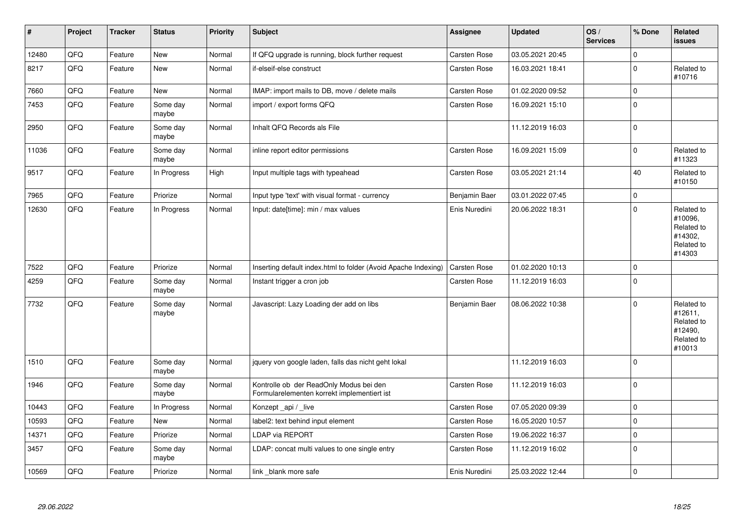| # | Project | Tracker | Status | Priority | Subject | Assignee | Updated | OS / Services | % Done | Related issues |
|---|---|---|---|---|---|---|---|---|---|---|
| 12480 | QFQ | Feature | New | Normal | If QFQ upgrade is running, block further request | Carsten Rose | 03.05.2021 20:45 | | 0 | |
| 8217 | QFQ | Feature | New | Normal | if-elseif-else construct | Carsten Rose | 16.03.2021 18:41 | | 0 | Related to #10716 |
| 7660 | QFQ | Feature | New | Normal | IMAP: import mails to DB, move / delete mails | Carsten Rose | 01.02.2020 09:52 | | 0 | |
| 7453 | QFQ | Feature | Some day maybe | Normal | import / export forms QFQ | Carsten Rose | 16.09.2021 15:10 | | 0 | |
| 2950 | QFQ | Feature | Some day maybe | Normal | Inhalt QFQ Records als File | | 11.12.2019 16:03 | | 0 | |
| 11036 | QFQ | Feature | Some day maybe | Normal | inline report editor permissions | Carsten Rose | 16.09.2021 15:09 | | 0 | Related to #11323 |
| 9517 | QFQ | Feature | In Progress | High | Input multiple tags with typeahead | Carsten Rose | 03.05.2021 21:14 | | 40 | Related to #10150 |
| 7965 | QFQ | Feature | Priorize | Normal | Input type 'text' with visual format - currency | Benjamin Baer | 03.01.2022 07:45 | | 0 | |
| 12630 | QFQ | Feature | In Progress | Normal | Input: date[time]: min / max values | Enis Nuredini | 20.06.2022 18:31 | | 0 | Related to #10096, Related to #14302, Related to #14303 |
| 7522 | QFQ | Feature | Priorize | Normal | Inserting default index.html to folder (Avoid Apache Indexing) | Carsten Rose | 01.02.2020 10:13 | | 0 | |
| 4259 | QFQ | Feature | Some day maybe | Normal | Instant trigger a cron job | Carsten Rose | 11.12.2019 16:03 | | 0 | |
| 7732 | QFQ | Feature | Some day maybe | Normal | Javascript: Lazy Loading der add on libs | Benjamin Baer | 08.06.2022 10:38 | | 0 | Related to #12611, Related to #12490, Related to #10013 |
| 1510 | QFQ | Feature | Some day maybe | Normal | jquery von google laden, falls das nicht geht lokal | | 11.12.2019 16:03 | | 0 | |
| 1946 | QFQ | Feature | Some day maybe | Normal | Kontrolle ob der ReadOnly Modus bei den Formularelementen korrekt implementiert ist | Carsten Rose | 11.12.2019 16:03 | | 0 | |
| 10443 | QFQ | Feature | In Progress | Normal | Konzept _api / _live | Carsten Rose | 07.05.2020 09:39 | | 0 | |
| 10593 | QFQ | Feature | New | Normal | label2: text behind input element | Carsten Rose | 16.05.2020 10:57 | | 0 | |
| 14371 | QFQ | Feature | Priorize | Normal | LDAP via REPORT | Carsten Rose | 19.06.2022 16:37 | | 0 | |
| 3457 | QFQ | Feature | Some day maybe | Normal | LDAP: concat multi values to one single entry | Carsten Rose | 11.12.2019 16:02 | | 0 | |
| 10569 | QFQ | Feature | Priorize | Normal | link _blank more safe | Enis Nuredini | 25.03.2022 12:44 | | 0 | |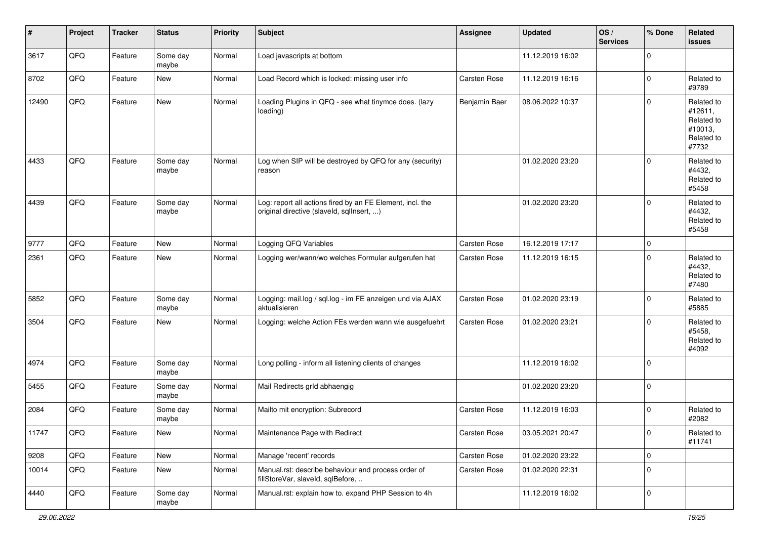| # | Project | Tracker | Status | Priority | Subject | Assignee | Updated | OS / Services | % Done | Related issues |
|---|---|---|---|---|---|---|---|---|---|---|
| 3617 | QFQ | Feature | Some day maybe | Normal | Load javascripts at bottom | | 11.12.2019 16:02 | | 0 | |
| 8702 | QFQ | Feature | New | Normal | Load Record which is locked: missing user info | Carsten Rose | 11.12.2019 16:16 | | 0 | Related to #9789 |
| 12490 | QFQ | Feature | New | Normal | Loading Plugins in QFQ - see what tinymce does. (lazy loading) | Benjamin Baer | 08.06.2022 10:37 | | 0 | Related to #12611, Related to #10013, Related to #7732 |
| 4433 | QFQ | Feature | Some day maybe | Normal | Log when SIP will be destroyed by QFQ for any (security) reason | | 01.02.2020 23:20 | | 0 | Related to #4432, Related to #5458 |
| 4439 | QFQ | Feature | Some day maybe | Normal | Log: report all actions fired by an FE Element, incl. the original directive (slaveId, sqlInsert, ...) | | 01.02.2020 23:20 | | 0 | Related to #4432, Related to #5458 |
| 9777 | QFQ | Feature | New | Normal | Logging QFQ Variables | Carsten Rose | 16.12.2019 17:17 | | 0 | |
| 2361 | QFQ | Feature | New | Normal | Logging wer/wann/wo welches Formular aufgerufen hat | Carsten Rose | 11.12.2019 16:15 | | 0 | Related to #4432, Related to #7480 |
| 5852 | QFQ | Feature | Some day maybe | Normal | Logging: mail.log / sql.log - im FE anzeigen und via AJAX aktualisieren | Carsten Rose | 01.02.2020 23:19 | | 0 | Related to #5885 |
| 3504 | QFQ | Feature | New | Normal | Logging: welche Action FEs werden wann wie ausgefuehrt | Carsten Rose | 01.02.2020 23:21 | | 0 | Related to #5458, Related to #4092 |
| 4974 | QFQ | Feature | Some day maybe | Normal | Long polling - inform all listening clients of changes | | 11.12.2019 16:02 | | 0 | |
| 5455 | QFQ | Feature | Some day maybe | Normal | Mail Redirects grld abhaengig | | 01.02.2020 23:20 | | 0 | |
| 2084 | QFQ | Feature | Some day maybe | Normal | Mailto mit encryption: Subrecord | Carsten Rose | 11.12.2019 16:03 | | 0 | Related to #2082 |
| 11747 | QFQ | Feature | New | Normal | Maintenance Page with Redirect | Carsten Rose | 03.05.2021 20:47 | | 0 | Related to #11741 |
| 9208 | QFQ | Feature | New | Normal | Manage 'recent' records | Carsten Rose | 01.02.2020 23:22 | | 0 | |
| 10014 | QFQ | Feature | New | Normal | Manual.rst: describe behaviour and process order of fillStoreVar, slaveId, sqlBefore, .. | Carsten Rose | 01.02.2020 22:31 | | 0 | |
| 4440 | QFQ | Feature | Some day maybe | Normal | Manual.rst: explain how to. expand PHP Session to 4h | | 11.12.2019 16:02 | | 0 | |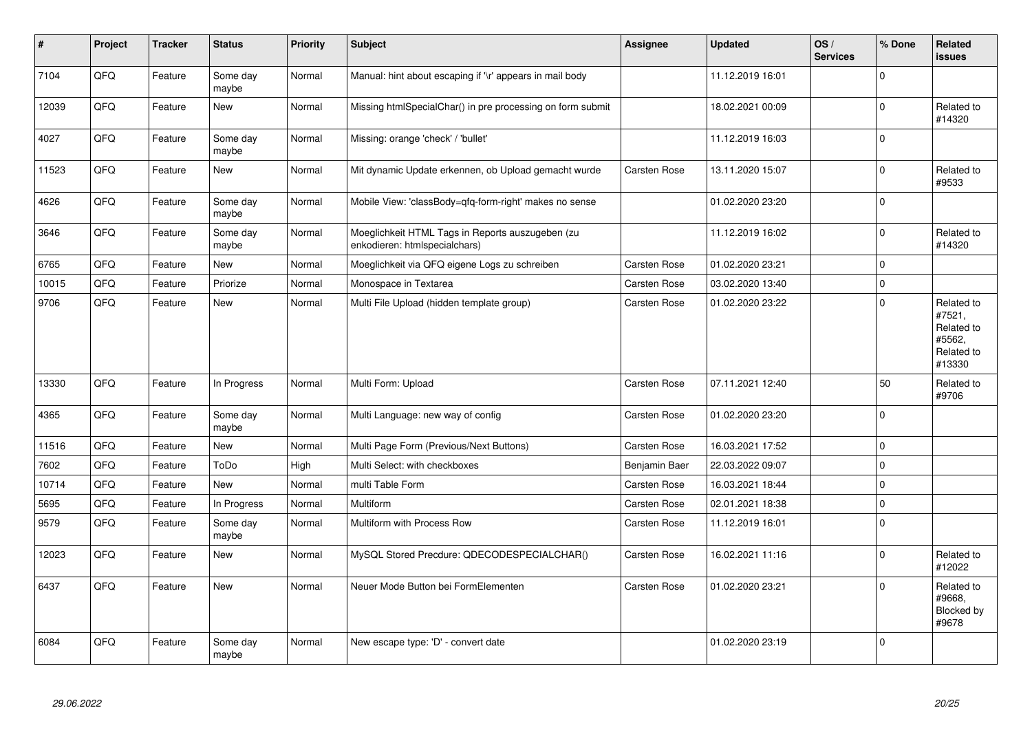| # | Project | Tracker | Status | Priority | Subject | Assignee | Updated | OS / Services | % Done | Related issues |
|---|---|---|---|---|---|---|---|---|---|---|
| 7104 | QFQ | Feature | Some day maybe | Normal | Manual: hint about escaping if '\r' appears in mail body | | 11.12.2019 16:01 | | 0 | |
| 12039 | QFQ | Feature | New | Normal | Missing htmlSpecialChar() in pre processing on form submit | | 18.02.2021 00:09 | | 0 | Related to #14320 |
| 4027 | QFQ | Feature | Some day maybe | Normal | Missing: orange 'check' / 'bullet' | | 11.12.2019 16:03 | | 0 | |
| 11523 | QFQ | Feature | New | Normal | Mit dynamic Update erkennen, ob Upload gemacht wurde | Carsten Rose | 13.11.2020 15:07 | | 0 | Related to #9533 |
| 4626 | QFQ | Feature | Some day maybe | Normal | Mobile View: 'classBody=qfq-form-right' makes no sense | | 01.02.2020 23:20 | | 0 | |
| 3646 | QFQ | Feature | Some day maybe | Normal | Moeglichkeit HTML Tags in Reports auszugeben (zu enkodieren: htmlspecialchars) | | 11.12.2019 16:02 | | 0 | Related to #14320 |
| 6765 | QFQ | Feature | New | Normal | Moeglichkeit via QFQ eigene Logs zu schreiben | Carsten Rose | 01.02.2020 23:21 | | 0 | |
| 10015 | QFQ | Feature | Priorize | Normal | Monospace in Textarea | Carsten Rose | 03.02.2020 13:40 | | 0 | |
| 9706 | QFQ | Feature | New | Normal | Multi File Upload (hidden template group) | Carsten Rose | 01.02.2020 23:22 | | 0 | Related to #7521, Related to #5562, Related to #13330 |
| 13330 | QFQ | Feature | In Progress | Normal | Multi Form: Upload | Carsten Rose | 07.11.2021 12:40 | | 50 | Related to #9706 |
| 4365 | QFQ | Feature | Some day maybe | Normal | Multi Language: new way of config | Carsten Rose | 01.02.2020 23:20 | | 0 | |
| 11516 | QFQ | Feature | New | Normal | Multi Page Form (Previous/Next Buttons) | Carsten Rose | 16.03.2021 17:52 | | 0 | |
| 7602 | QFQ | Feature | ToDo | High | Multi Select: with checkboxes | Benjamin Baer | 22.03.2022 09:07 | | 0 | |
| 10714 | QFQ | Feature | New | Normal | multi Table Form | Carsten Rose | 16.03.2021 18:44 | | 0 | |
| 5695 | QFQ | Feature | In Progress | Normal | Multiform | Carsten Rose | 02.01.2021 18:38 | | 0 | |
| 9579 | QFQ | Feature | Some day maybe | Normal | Multiform with Process Row | Carsten Rose | 11.12.2019 16:01 | | 0 | |
| 12023 | QFQ | Feature | New | Normal | MySQL Stored Precdure: QDECODESPECIALCHAR() | Carsten Rose | 16.02.2021 11:16 | | 0 | Related to #12022 |
| 6437 | QFQ | Feature | New | Normal | Neuer Mode Button bei FormElementen | Carsten Rose | 01.02.2020 23:21 | | 0 | Related to #9668, Blocked by #9678 |
| 6084 | QFQ | Feature | Some day maybe | Normal | New escape type: 'D' - convert date | | 01.02.2020 23:19 | | 0 | |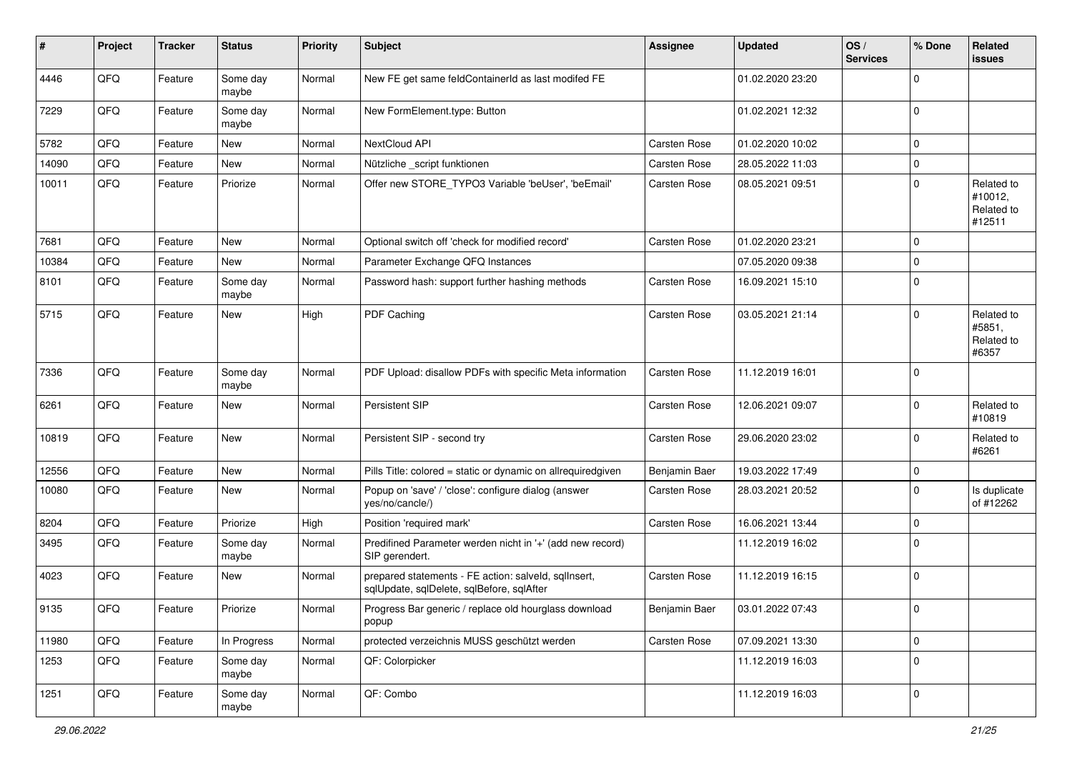| # | Project | Tracker | Status | Priority | Subject | Assignee | Updated | OS / Services | % Done | Related issues |
|---|---|---|---|---|---|---|---|---|---|---|
| 4446 | QFQ | Feature | Some day maybe | Normal | New FE get same feldContainerId as last modifed FE | | 01.02.2020 23:20 | | 0 | |
| 7229 | QFQ | Feature | Some day maybe | Normal | New FormElement.type: Button | | 01.02.2021 12:32 | | 0 | |
| 5782 | QFQ | Feature | New | Normal | NextCloud API | Carsten Rose | 01.02.2020 10:02 | | 0 | |
| 14090 | QFQ | Feature | New | Normal | Nützliche _script funktionen | Carsten Rose | 28.05.2022 11:03 | | 0 | |
| 10011 | QFQ | Feature | Priorize | Normal | Offer new STORE_TYPO3 Variable 'beUser', 'beEmail' | Carsten Rose | 08.05.2021 09:51 | | 0 | Related to #10012, Related to #12511 |
| 7681 | QFQ | Feature | New | Normal | Optional switch off 'check for modified record' | Carsten Rose | 01.02.2020 23:21 | | 0 | |
| 10384 | QFQ | Feature | New | Normal | Parameter Exchange QFQ Instances | | 07.05.2020 09:38 | | 0 | |
| 8101 | QFQ | Feature | Some day maybe | Normal | Password hash: support further hashing methods | Carsten Rose | 16.09.2021 15:10 | | 0 | |
| 5715 | QFQ | Feature | New | High | PDF Caching | Carsten Rose | 03.05.2021 21:14 | | 0 | Related to #5851, Related to #6357 |
| 7336 | QFQ | Feature | Some day maybe | Normal | PDF Upload: disallow PDFs with specific Meta information | Carsten Rose | 11.12.2019 16:01 | | 0 | |
| 6261 | QFQ | Feature | New | Normal | Persistent SIP | Carsten Rose | 12.06.2021 09:07 | | 0 | Related to #10819 |
| 10819 | QFQ | Feature | New | Normal | Persistent SIP - second try | Carsten Rose | 29.06.2020 23:02 | | 0 | Related to #6261 |
| 12556 | QFQ | Feature | New | Normal | Pills Title: colored = static or dynamic on allrequiredgiven | Benjamin Baer | 19.03.2022 17:49 | | 0 | |
| 10080 | QFQ | Feature | New | Normal | Popup on 'save' / 'close': configure dialog (answer yes/no/cancle/) | Carsten Rose | 28.03.2021 20:52 | | 0 | Is duplicate of #12262 |
| 8204 | QFQ | Feature | Priorize | High | Position 'required mark' | Carsten Rose | 16.06.2021 13:44 | | 0 | |
| 3495 | QFQ | Feature | Some day maybe | Normal | Predifined Parameter werden nicht in '+' (add new record) SIP gerendert. | | 11.12.2019 16:02 | | 0 | |
| 4023 | QFQ | Feature | New | Normal | prepared statements - FE action: salveld, sqlInsert, sqlUpdate, sqlDelete, sqlBefore, sqlAfter | Carsten Rose | 11.12.2019 16:15 | | 0 | |
| 9135 | QFQ | Feature | Priorize | Normal | Progress Bar generic / replace old hourglass download popup | Benjamin Baer | 03.01.2022 07:43 | | 0 | |
| 11980 | QFQ | Feature | In Progress | Normal | protected verzeichnis MUSS geschützt werden | Carsten Rose | 07.09.2021 13:30 | | 0 | |
| 1253 | QFQ | Feature | Some day maybe | Normal | QF: Colorpicker | | 11.12.2019 16:03 | | 0 | |
| 1251 | QFQ | Feature | Some day maybe | Normal | QF: Combo | | 11.12.2019 16:03 | | 0 | |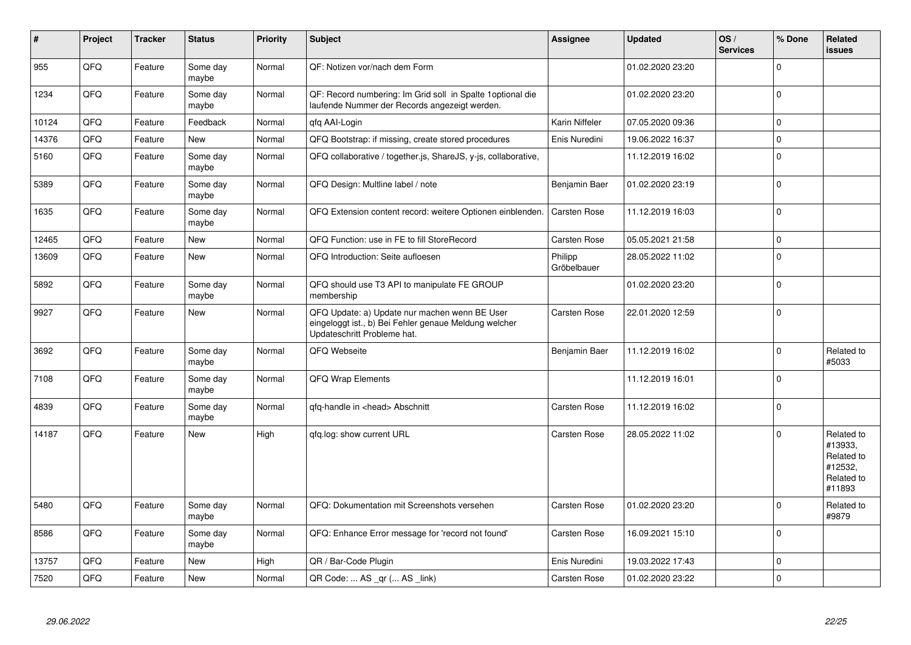| # | Project | Tracker | Status | Priority | Subject | Assignee | Updated | OS / Services | % Done | Related issues |
|---|---|---|---|---|---|---|---|---|---|---|
| 955 | QFQ | Feature | Some day maybe | Normal | QF: Notizen vor/nach dem Form | | 01.02.2020 23:20 | | 0 | |
| 1234 | QFQ | Feature | Some day maybe | Normal | QF: Record numbering: Im Grid soll in Spalte 1optional die laufende Nummer der Records angezeigt werden. | | 01.02.2020 23:20 | | 0 | |
| 10124 | QFQ | Feature | Feedback | Normal | qfq AAI-Login | Karin Niffeler | 07.05.2020 09:36 | | 0 | |
| 14376 | QFQ | Feature | New | Normal | QFQ Bootstrap: if missing, create stored procedures | Enis Nuredini | 19.06.2022 16:37 | | 0 | |
| 5160 | QFQ | Feature | Some day maybe | Normal | QFQ collaborative / together.js, ShareJS, y-js, collaborative, | | 11.12.2019 16:02 | | 0 | |
| 5389 | QFQ | Feature | Some day maybe | Normal | QFQ Design: Multline label / note | Benjamin Baer | 01.02.2020 23:19 | | 0 | |
| 1635 | QFQ | Feature | Some day maybe | Normal | QFQ Extension content record: weitere Optionen einblenden. | Carsten Rose | 11.12.2019 16:03 | | 0 | |
| 12465 | QFQ | Feature | New | Normal | QFQ Function: use in FE to fill StoreRecord | Carsten Rose | 05.05.2021 21:58 | | 0 | |
| 13609 | QFQ | Feature | New | Normal | QFQ Introduction: Seite aufloesen | Philipp Gröbelbauer | 28.05.2022 11:02 | | 0 | |
| 5892 | QFQ | Feature | Some day maybe | Normal | QFQ should use T3 API to manipulate FE GROUP membership | | 01.02.2020 23:20 | | 0 | |
| 9927 | QFQ | Feature | New | Normal | QFQ Update: a) Update nur machen wenn BE User eingeloggt ist., b) Bei Fehler genaue Meldung welcher Updateschritt Probleme hat. | Carsten Rose | 22.01.2020 12:59 | | 0 | |
| 3692 | QFQ | Feature | Some day maybe | Normal | QFQ Webseite | Benjamin Baer | 11.12.2019 16:02 | | 0 | Related to #5033 |
| 7108 | QFQ | Feature | Some day maybe | Normal | QFQ Wrap Elements | | 11.12.2019 16:01 | | 0 | |
| 4839 | QFQ | Feature | Some day maybe | Normal | qfq-handle in <head> Abschnitt | Carsten Rose | 11.12.2019 16:02 | | 0 | |
| 14187 | QFQ | Feature | New | High | qfq.log: show current URL | Carsten Rose | 28.05.2022 11:02 | | 0 | Related to #13933, Related to #12532, Related to #11893 |
| 5480 | QFQ | Feature | Some day maybe | Normal | QFQ: Dokumentation mit Screenshots versehen | Carsten Rose | 01.02.2020 23:20 | | 0 | Related to #9879 |
| 8586 | QFQ | Feature | Some day maybe | Normal | QFQ: Enhance Error message for 'record not found' | Carsten Rose | 16.09.2021 15:10 | | 0 | |
| 13757 | QFQ | Feature | New | High | QR / Bar-Code Plugin | Enis Nuredini | 19.03.2022 17:43 | | 0 | |
| 7520 | QFQ | Feature | New | Normal | QR Code: ... AS _qr ( ... AS _link) | Carsten Rose | 01.02.2020 23:22 | | 0 | |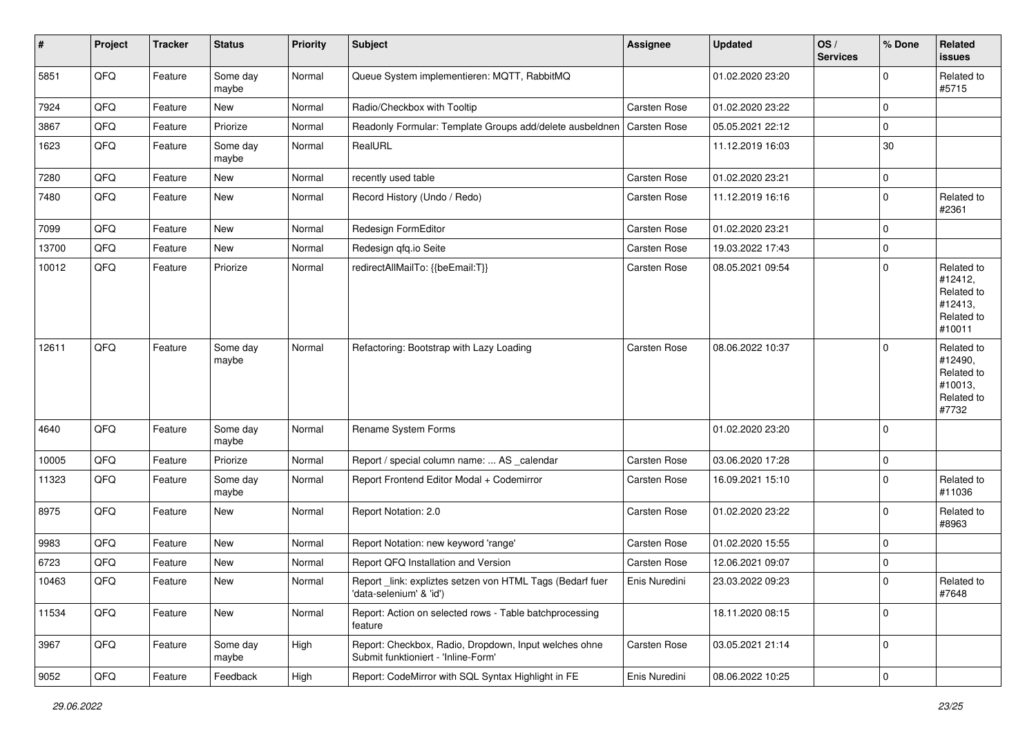| # | Project | Tracker | Status | Priority | Subject | Assignee | Updated | OS / Services | % Done | Related issues |
|---|---|---|---|---|---|---|---|---|---|---|
| 5851 | QFQ | Feature | Some day maybe | Normal | Queue System implementieren: MQTT, RabbitMQ | | 01.02.2020 23:20 | | 0 | Related to #5715 |
| 7924 | QFQ | Feature | New | Normal | Radio/Checkbox with Tooltip | Carsten Rose | 01.02.2020 23:22 | | 0 | |
| 3867 | QFQ | Feature | Priorize | Normal | Readonly Formular: Template Groups add/delete ausbeldnen | Carsten Rose | 05.05.2021 22:12 | | 0 | |
| 1623 | QFQ | Feature | Some day maybe | Normal | RealURL | | 11.12.2019 16:03 | | 30 | |
| 7280 | QFQ | Feature | New | Normal | recently used table | Carsten Rose | 01.02.2020 23:21 | | 0 | |
| 7480 | QFQ | Feature | New | Normal | Record History (Undo / Redo) | Carsten Rose | 11.12.2019 16:16 | | 0 | Related to #2361 |
| 7099 | QFQ | Feature | New | Normal | Redesign FormEditor | Carsten Rose | 01.02.2020 23:21 | | 0 | |
| 13700 | QFQ | Feature | New | Normal | Redesign qfq.io Seite | Carsten Rose | 19.03.2022 17:43 | | 0 | |
| 10012 | QFQ | Feature | Priorize | Normal | redirectAllMailTo: {{beEmail:T}} | Carsten Rose | 08.05.2021 09:54 | | 0 | Related to #12412, Related to #12413, Related to #10011 |
| 12611 | QFQ | Feature | Some day maybe | Normal | Refactoring: Bootstrap with Lazy Loading | Carsten Rose | 08.06.2022 10:37 | | 0 | Related to #12490, Related to #10013, Related to #7732 |
| 4640 | QFQ | Feature | Some day maybe | Normal | Rename System Forms | | 01.02.2020 23:20 | | 0 | |
| 10005 | QFQ | Feature | Priorize | Normal | Report / special column name: ... AS _calendar | Carsten Rose | 03.06.2020 17:28 | | 0 | |
| 11323 | QFQ | Feature | Some day maybe | Normal | Report Frontend Editor Modal + Codemirror | Carsten Rose | 16.09.2021 15:10 | | 0 | Related to #11036 |
| 8975 | QFQ | Feature | New | Normal | Report Notation: 2.0 | Carsten Rose | 01.02.2020 23:22 | | 0 | Related to #8963 |
| 9983 | QFQ | Feature | New | Normal | Report Notation: new keyword 'range' | Carsten Rose | 01.02.2020 15:55 | | 0 | |
| 6723 | QFQ | Feature | New | Normal | Report QFQ Installation and Version | Carsten Rose | 12.06.2021 09:07 | | 0 | |
| 10463 | QFQ | Feature | New | Normal | Report _link: expliztes setzen von HTML Tags (Bedarf fuer 'data-selenium' & 'id') | Enis Nuredini | 23.03.2022 09:23 | | 0 | Related to #7648 |
| 11534 | QFQ | Feature | New | Normal | Report: Action on selected rows - Table batchprocessing feature | | 18.11.2020 08:15 | | 0 | |
| 3967 | QFQ | Feature | Some day maybe | High | Report: Checkbox, Radio, Dropdown, Input welches ohne Submit funktioniert - 'Inline-Form' | Carsten Rose | 03.05.2021 21:14 | | 0 | |
| 9052 | QFQ | Feature | Feedback | High | Report: CodeMirror with SQL Syntax Highlight in FE | Enis Nuredini | 08.06.2022 10:25 | | 0 | |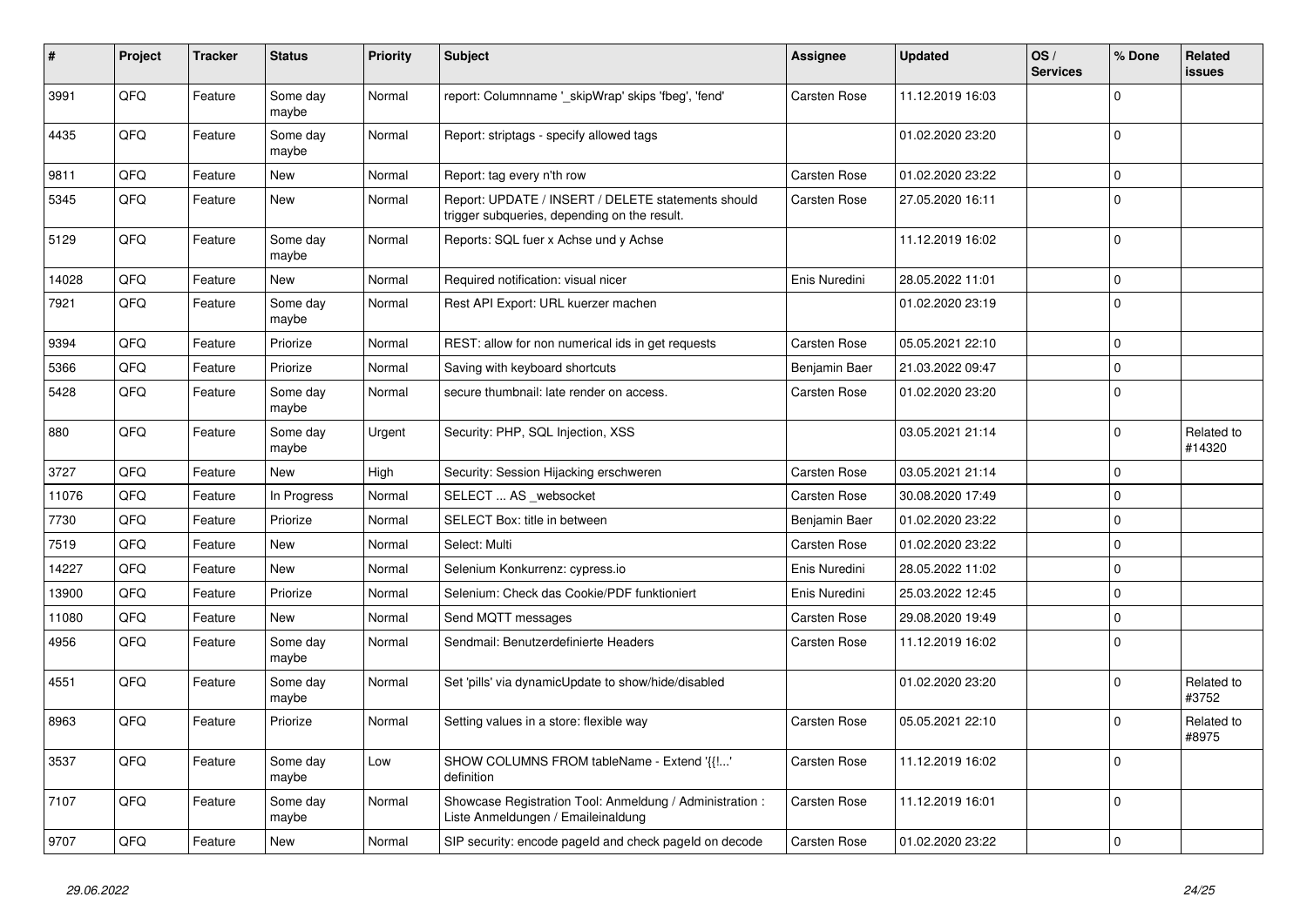| # | Project | Tracker | Status | Priority | Subject | Assignee | Updated | OS / Services | % Done | Related issues |
|---|---|---|---|---|---|---|---|---|---|---|
| 3991 | QFQ | Feature | Some day maybe | Normal | report: Columnname '_skipWrap' skips 'fbeg', 'fend' | Carsten Rose | 11.12.2019 16:03 | | 0 | |
| 4435 | QFQ | Feature | Some day maybe | Normal | Report: striptags - specify allowed tags | | 01.02.2020 23:20 | | 0 | |
| 9811 | QFQ | Feature | New | Normal | Report: tag every n'th row | Carsten Rose | 01.02.2020 23:22 | | 0 | |
| 5345 | QFQ | Feature | New | Normal | Report: UPDATE / INSERT / DELETE statements should trigger subqueries, depending on the result. | Carsten Rose | 27.05.2020 16:11 | | 0 | |
| 5129 | QFQ | Feature | Some day maybe | Normal | Reports: SQL fuer x Achse und y Achse | | 11.12.2019 16:02 | | 0 | |
| 14028 | QFQ | Feature | New | Normal | Required notification: visual nicer | Enis Nuredini | 28.05.2022 11:01 | | 0 | |
| 7921 | QFQ | Feature | Some day maybe | Normal | Rest API Export: URL kuerzer machen | | 01.02.2020 23:19 | | 0 | |
| 9394 | QFQ | Feature | Priorize | Normal | REST: allow for non numerical ids in get requests | Carsten Rose | 05.05.2021 22:10 | | 0 | |
| 5366 | QFQ | Feature | Priorize | Normal | Saving with keyboard shortcuts | Benjamin Baer | 21.03.2022 09:47 | | 0 | |
| 5428 | QFQ | Feature | Some day maybe | Normal | secure thumbnail: late render on access. | Carsten Rose | 01.02.2020 23:20 | | 0 | |
| 880 | QFQ | Feature | Some day maybe | Urgent | Security: PHP, SQL Injection, XSS | | 03.05.2021 21:14 | | 0 | Related to #14320 |
| 3727 | QFQ | Feature | New | High | Security: Session Hijacking erschweren | Carsten Rose | 03.05.2021 21:14 | | 0 | |
| 11076 | QFQ | Feature | In Progress | Normal | SELECT ... AS _websocket | Carsten Rose | 30.08.2020 17:49 | | 0 | |
| 7730 | QFQ | Feature | Priorize | Normal | SELECT Box: title in between | Benjamin Baer | 01.02.2020 23:22 | | 0 | |
| 7519 | QFQ | Feature | New | Normal | Select: Multi | Carsten Rose | 01.02.2020 23:22 | | 0 | |
| 14227 | QFQ | Feature | New | Normal | Selenium Konkurrenz: cypress.io | Enis Nuredini | 28.05.2022 11:02 | | 0 | |
| 13900 | QFQ | Feature | Priorize | Normal | Selenium: Check das Cookie/PDF funktioniert | Enis Nuredini | 25.03.2022 12:45 | | 0 | |
| 11080 | QFQ | Feature | New | Normal | Send MQTT messages | Carsten Rose | 29.08.2020 19:49 | | 0 | |
| 4956 | QFQ | Feature | Some day maybe | Normal | Sendmail: Benutzerdefinierte Headers | Carsten Rose | 11.12.2019 16:02 | | 0 | |
| 4551 | QFQ | Feature | Some day maybe | Normal | Set 'pills' via dynamicUpdate to show/hide/disabled | | 01.02.2020 23:20 | | 0 | Related to #3752 |
| 8963 | QFQ | Feature | Priorize | Normal | Setting values in a store: flexible way | Carsten Rose | 05.05.2021 22:10 | | 0 | Related to #8975 |
| 3537 | QFQ | Feature | Some day maybe | Low | SHOW COLUMNS FROM tableName - Extend '{{!...' definition | Carsten Rose | 11.12.2019 16:02 | | 0 | |
| 7107 | QFQ | Feature | Some day maybe | Normal | Showcase Registration Tool: Anmeldung / Administration : Liste Anmeldungen / Emaileinaldung | Carsten Rose | 11.12.2019 16:01 | | 0 | |
| 9707 | QFQ | Feature | New | Normal | SIP security: encode pageId and check pageId on decode | Carsten Rose | 01.02.2020 23:22 | | 0 | |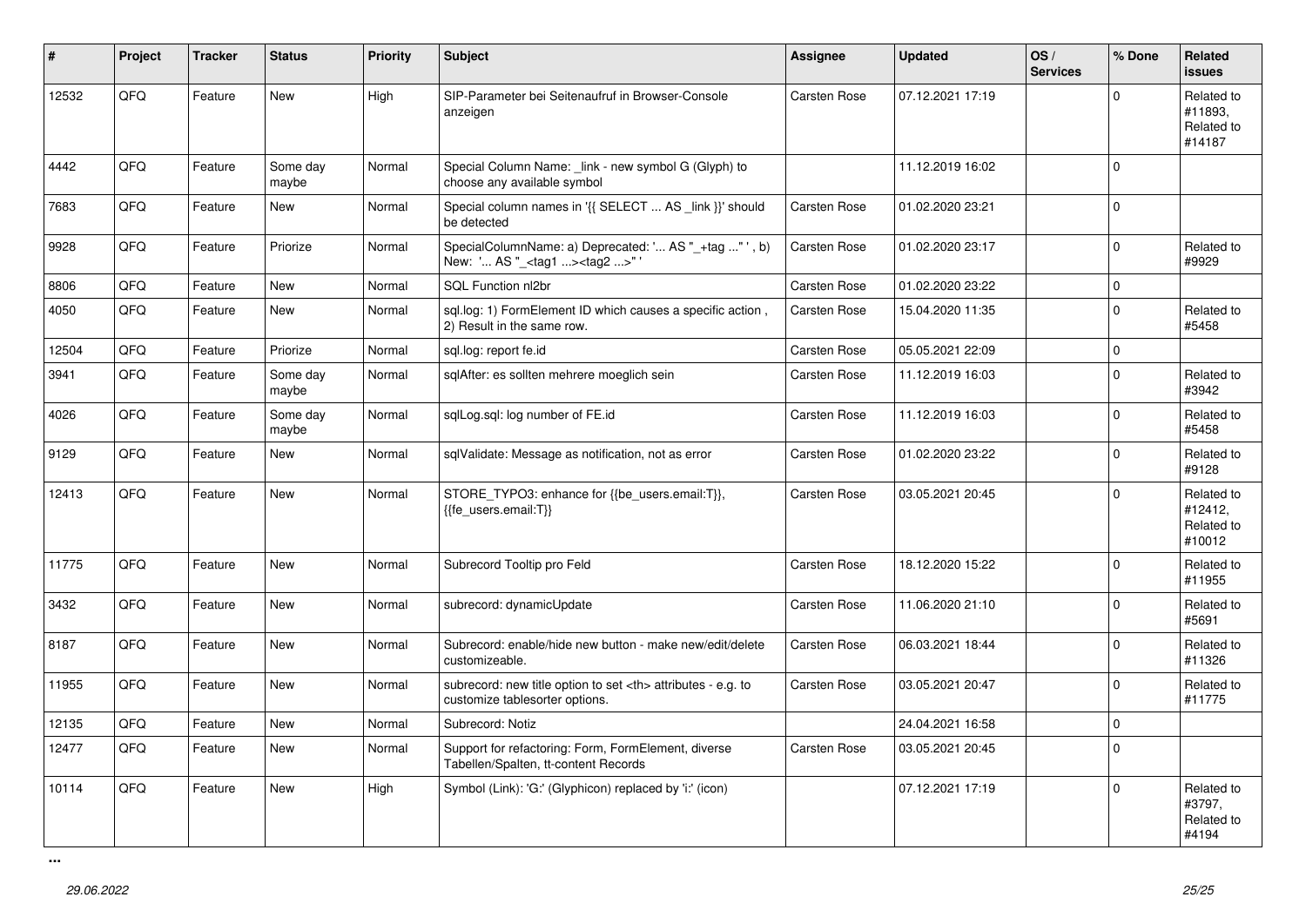| # | Project | Tracker | Status | Priority | Subject | Assignee | Updated | OS / Services | % Done | Related issues |
|---|---|---|---|---|---|---|---|---|---|---|
| 12532 | QFQ | Feature | New | High | SIP-Parameter bei Seitenaufruf in Browser-Console anzeigen | Carsten Rose | 07.12.2021 17:19 | | 0 | Related to #11893, Related to #14187 |
| 4442 | QFQ | Feature | Some day maybe | Normal | Special Column Name: _link - new symbol G (Glyph) to choose any available symbol | | 11.12.2019 16:02 | | 0 | |
| 7683 | QFQ | Feature | New | Normal | Special column names in '{{ SELECT ... AS _link }}' should be detected | Carsten Rose | 01.02.2020 23:21 | | 0 | |
| 9928 | QFQ | Feature | Priorize | Normal | SpecialColumnName: a) Deprecated: '... AS "_+tag ..." ', b) New: '... AS "_<tag1 ...><tag2 ...>" ' | Carsten Rose | 01.02.2020 23:17 | | 0 | Related to #9929 |
| 8806 | QFQ | Feature | New | Normal | SQL Function nl2br | Carsten Rose | 01.02.2020 23:22 | | 0 | |
| 4050 | QFQ | Feature | New | Normal | sql.log: 1) FormElement ID which causes a specific action , 2) Result in the same row. | Carsten Rose | 15.04.2020 11:35 | | 0 | Related to #5458 |
| 12504 | QFQ | Feature | Priorize | Normal | sql.log: report fe.id | Carsten Rose | 05.05.2021 22:09 | | 0 | |
| 3941 | QFQ | Feature | Some day maybe | Normal | sqlAfter: es sollten mehrere moeglich sein | Carsten Rose | 11.12.2019 16:03 | | 0 | Related to #3942 |
| 4026 | QFQ | Feature | Some day maybe | Normal | sqlLog.sql: log number of FE.id | Carsten Rose | 11.12.2019 16:03 | | 0 | Related to #5458 |
| 9129 | QFQ | Feature | New | Normal | sqlValidate: Message as notification, not as error | Carsten Rose | 01.02.2020 23:22 | | 0 | Related to #9128 |
| 12413 | QFQ | Feature | New | Normal | STORE_TYPO3: enhance for {{be_users.email:T}}, {{fe_users.email:T}} | Carsten Rose | 03.05.2021 20:45 | | 0 | Related to #12412, Related to #10012 |
| 11775 | QFQ | Feature | New | Normal | Subrecord Tooltip pro Feld | Carsten Rose | 18.12.2020 15:22 | | 0 | Related to #11955 |
| 3432 | QFQ | Feature | New | Normal | subrecord: dynamicUpdate | Carsten Rose | 11.06.2020 21:10 | | 0 | Related to #5691 |
| 8187 | QFQ | Feature | New | Normal | Subrecord: enable/hide new button - make new/edit/delete customizeable. | Carsten Rose | 06.03.2021 18:44 | | 0 | Related to #11326 |
| 11955 | QFQ | Feature | New | Normal | subrecord: new title option to set <th> attributes - e.g. to customize tablesorter options. | Carsten Rose | 03.05.2021 20:47 | | 0 | Related to #11775 |
| 12135 | QFQ | Feature | New | Normal | Subrecord: Notiz | | 24.04.2021 16:58 | | 0 | |
| 12477 | QFQ | Feature | New | Normal | Support for refactoring: Form, FormElement, diverse Tabellen/Spalten, tt-content Records | Carsten Rose | 03.05.2021 20:45 | | 0 | |
| 10114 | QFQ | Feature | New | High | Symbol (Link): 'G:' (Glyphicon) replaced by 'i:' (icon) | | 07.12.2021 17:19 | | 0 | Related to #3797, Related to #4194 |

...

*29.06.2022*